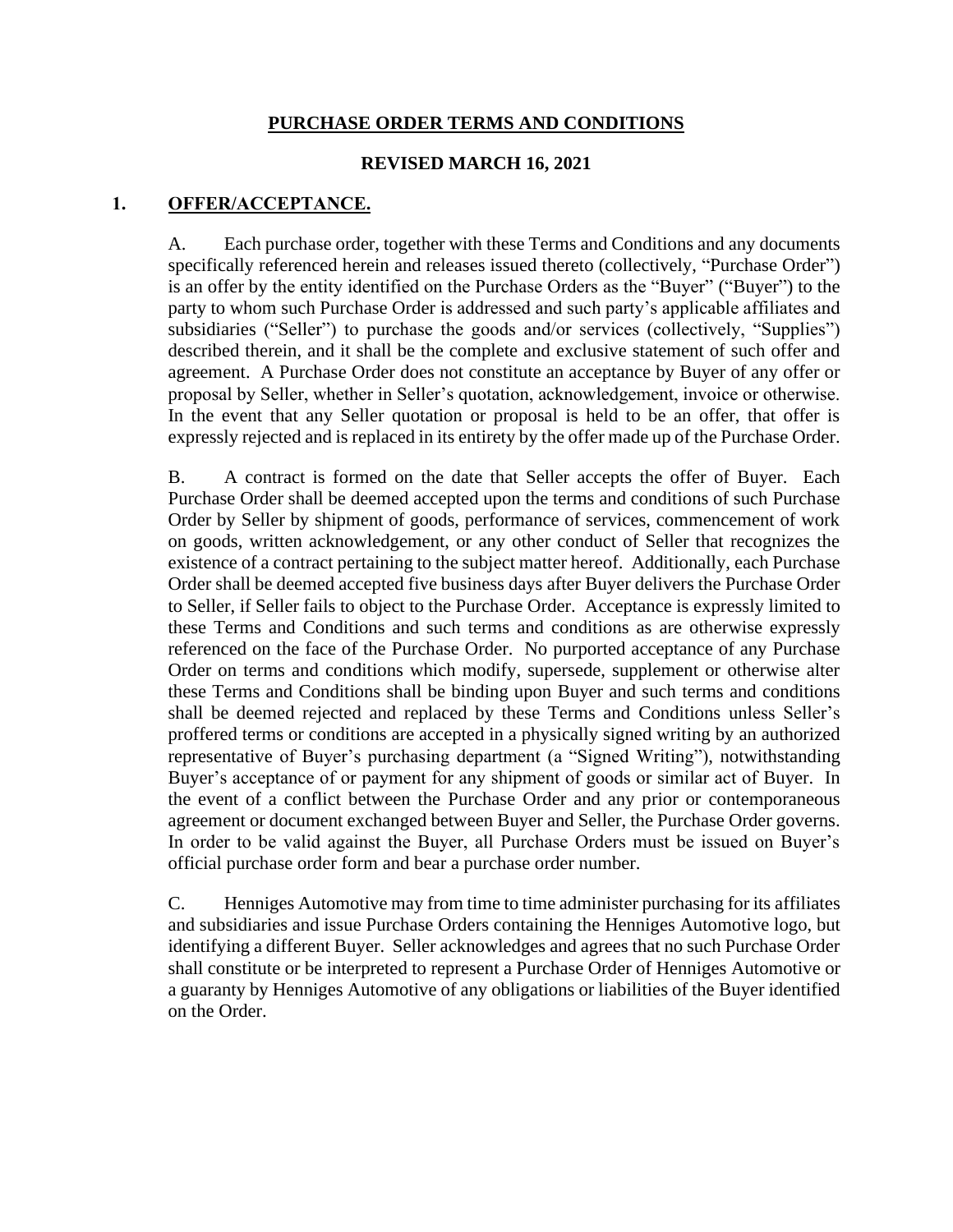# PURCHASE ORDER TERMS AND CONDITIONS

**REVISED MARCH 16, 2021**

## 1. OFFER/ACCEPTANCE.

A. Each purchase order, together with these Terms and Conditions and any documents specifically referenced herein and releases issued thereto (collectively, "Purchase Order") is an offer by the entity identified on the Purchase Orders as the "Buyer" ("Buyer") to the party to whom such Purchase Order is addressed and such party's applicable affiliates and subsidiaries ("Seller") to purchase the goods and/or services (collectively, "Supplies") described therein, and it shall be the complete and exclusive statement of such offer and agreement. A Purchase Order does not constitute an acceptance by Buyer of any offer or proposal by Seller, whether in Seller's quotation, acknowledgement, invoice or otherwise. In the event that any Seller quotation or proposal is held to be an offer, that offer is expressly rejected and is replaced in its entirety by the offer made up of the Purchase Order.

B. A contract is formed on the date that Seller accepts the offer of Buyer. Each Purchase Order shall be deemed accepted upon the terms and conditions of such Purchase Order by Seller by shipment of goods, performance of services, commencement of work on goods, written acknowledgement, or any other conduct of Seller that recognizes the existence of a contract pertaining to the subject matter hereof. Additionally, each Purchase Order shall be deemed accepted five business days after Buyer delivers the Purchase Order to Seller, if Seller fails to object to the Purchase Order. Acceptance is expressly limited to these Terms and Conditions and such terms and conditions as are otherwise expressly referenced on the face of the Purchase Order. No purported acceptance of any Purchase Order on terms and conditions which modify, supersede, supplement or otherwise alter these Terms and Conditions shall be binding upon Buyer and such terms and conditions shall be deemed rejected and replaced by these Terms and Conditions unless Seller's proffered terms or conditions are accepted in a physically signed writing by an authorized representative of Buyer's purchasing department (a "Signed Writing"), notwithstanding Buyer's acceptance of or payment for any shipment of goods or similar act of Buyer. In the event of a conflict between the Purchase Order and any prior or contemporaneous agreement or document exchanged between Buyer and Seller, the Purchase Order governs. In order to be valid against the Buyer, all Purchase Orders must be issued on Buyer's official purchase order form and bear a purchase order number.

C. Henniges Automotive may from time to time administer purchasing for its affiliates and subsidiaries and issue Purchase Orders containing the Henniges Automotive logo, but identifying a different Buyer. Seller acknowledges and agrees that no such Purchase Order shall constitute or be interpreted to represent a Purchase Order of Henniges Automotive or a guaranty by Henniges Automotive of any obligations or liabilities of the Buyer identified on the Order.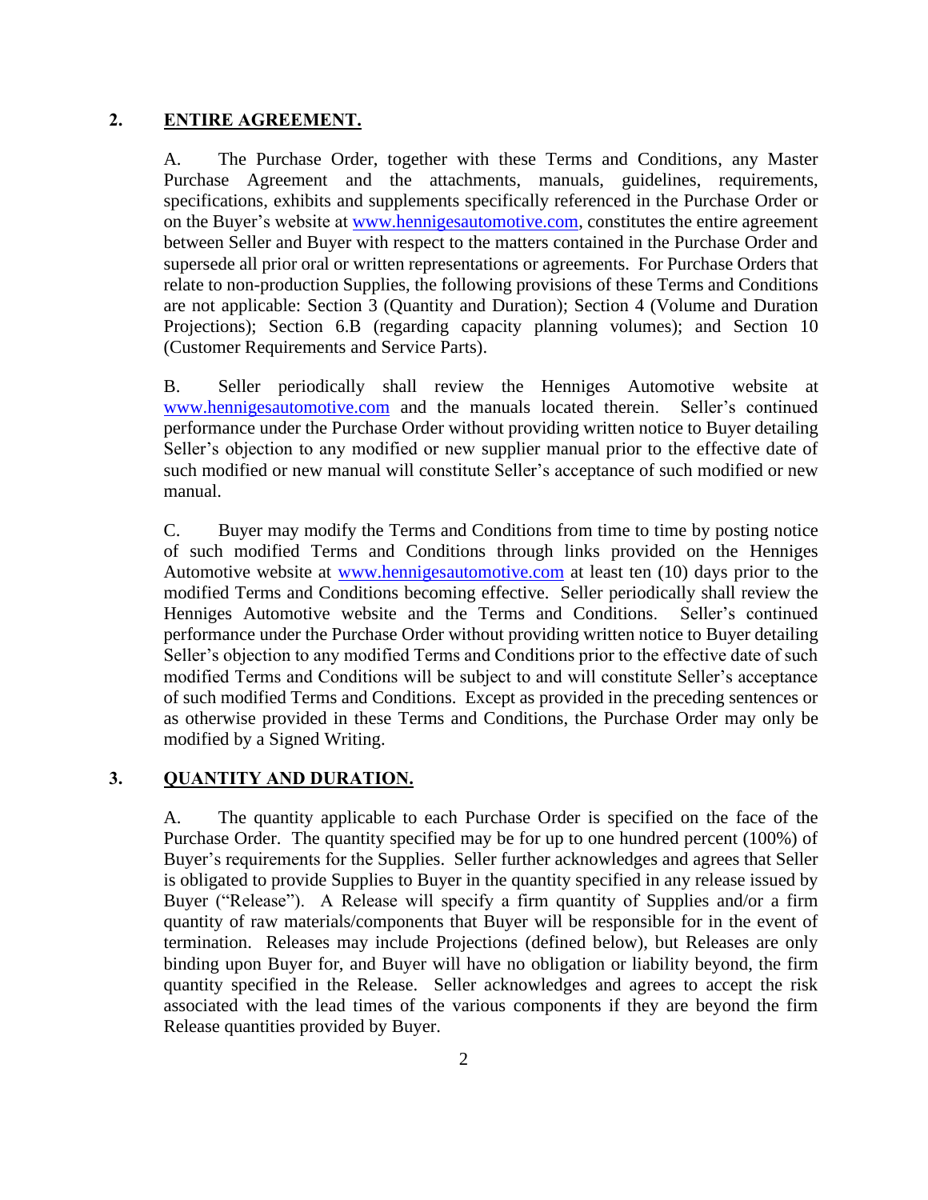## 2. ENTIRE AGREEMENT.

A. The Purchase Order, together with these Terms and Conditions, any Master Purchase Agreement and the attachments, manuals, guidelines, requirements, specifications, exhibits and supplements specifically referenced in the Purchase Order or on the Buyer's website at www.hennigesautomotive.com, constitutes the entire agreement between Seller and Buyer with respect to the matters contained in the Purchase Order and supersede all prior oral or written representations or agreements. For Purchase Orders that relate to non-production Supplies, the following provisions of these Terms and Conditions are not applicable: Section 3 (Quantity and Duration); Section 4 (Volume and Duration Projections); Section 6.B (regarding capacity planning volumes); and Section 10 (Customer Requirements and Service Parts).

B. Seller periodically shall review the Henniges Automotive website at www.hennigesautomotive.com and the manuals located therein. Seller's continued performance under the Purchase Order without providing written notice to Buyer detailing Seller's objection to any modified or new supplier manual prior to the effective date of such modified or new manual will constitute Seller's acceptance of such modified or new manual.

C. Buyer may modify the Terms and Conditions from time to time by posting notice of such modified Terms and Conditions through links provided on the Henniges Automotive website at www.hennigesautomotive.com at least ten (10) days prior to the modified Terms and Conditions becoming effective. Seller periodically shall review the Henniges Automotive website and the Terms and Conditions. Seller's continued performance under the Purchase Order without providing written notice to Buyer detailing Seller's objection to any modified Terms and Conditions prior to the effective date of such modified Terms and Conditions will be subject to and will constitute Seller's acceptance of such modified Terms and Conditions. Except as provided in the preceding sentences or as otherwise provided in these Terms and Conditions, the Purchase Order may only be modified by a Signed Writing.

## 3. QUANTITY AND DURATION.

A. The quantity applicable to each Purchase Order is specified on the face of the Purchase Order. The quantity specified may be for up to one hundred percent (100%) of Buyer's requirements for the Supplies. Seller further acknowledges and agrees that Seller is obligated to provide Supplies to Buyer in the quantity specified in any release issued by Buyer ("Release"). A Release will specify a firm quantity of Supplies and/or a firm quantity of raw materials/components that Buyer will be responsible for in the event of termination. Releases may include Projections (defined below), but Releases are only binding upon Buyer for, and Buyer will have no obligation or liability beyond, the firm quantity specified in the Release. Seller acknowledges and agrees to accept the risk associated with the lead times of the various components if they are beyond the firm Release quantities provided by Buyer.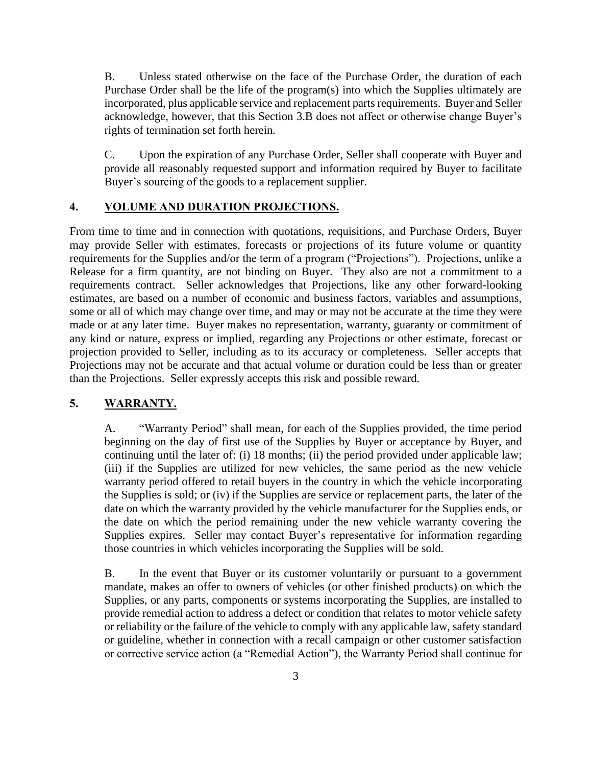B. Unless stated otherwise on the face of the Purchase Order, the duration of each Purchase Order shall be the life of the program(s) into which the Supplies ultimately are incorporated, plus applicable service and replacement parts requirements. Buyer and Seller acknowledge, however, that this Section 3.B does not affect or otherwise change Buyer's rights of termination set forth herein.

C. Upon the expiration of any Purchase Order, Seller shall cooperate with Buyer and provide all reasonably requested support and information required by Buyer to facilitate Buyer's sourcing of the goods to a replacement supplier.

## 4. VOLUME AND DURATION PROJECTIONS.

From time to time and in connection with quotations, requisitions, and Purchase Orders, Buyer may provide Seller with estimates, forecasts or projections of its future volume or quantity requirements for the Supplies and/or the term of a program ("Projections"). Projections, unlike a Release for a firm quantity, are not binding on Buyer. They also are not a commitment to a requirements contract. Seller acknowledges that Projections, like any other forward-looking estimates, are based on a number of economic and business factors, variables and assumptions, some or all of which may change over time, and may or may not be accurate at the time they were made or at any later time. Buyer makes no representation, warranty, guaranty or commitment of any kind or nature, express or implied, regarding any Projections or other estimate, forecast or projection provided to Seller, including as to its accuracy or completeness. Seller accepts that Projections may not be accurate and that actual volume or duration could be less than or greater than the Projections. Seller expressly accepts this risk and possible reward.

## 5. WARRANTY.

A. "Warranty Period" shall mean, for each of the Supplies provided, the time period beginning on the day of first use of the Supplies by Buyer or acceptance by Buyer, and continuing until the later of: (i) 18 months; (ii) the period provided under applicable law; (iii) if the Supplies are utilized for new vehicles, the same period as the new vehicle warranty period offered to retail buyers in the country in which the vehicle incorporating the Supplies is sold; or (iv) if the Supplies are service or replacement parts, the later of the date on which the warranty provided by the vehicle manufacturer for the Supplies ends, or the date on which the period remaining under the new vehicle warranty covering the Supplies expires. Seller may contact Buyer's representative for information regarding those countries in which vehicles incorporating the Supplies will be sold.

B. In the event that Buyer or its customer voluntarily or pursuant to a government mandate, makes an offer to owners of vehicles (or other finished products) on which the Supplies, or any parts, components or systems incorporating the Supplies, are installed to provide remedial action to address a defect or condition that relates to motor vehicle safety or reliability or the failure of the vehicle to comply with any applicable law, safety standard or guideline, whether in connection with a recall campaign or other customer satisfaction or corrective service action (a "Remedial Action"), the Warranty Period shall continue for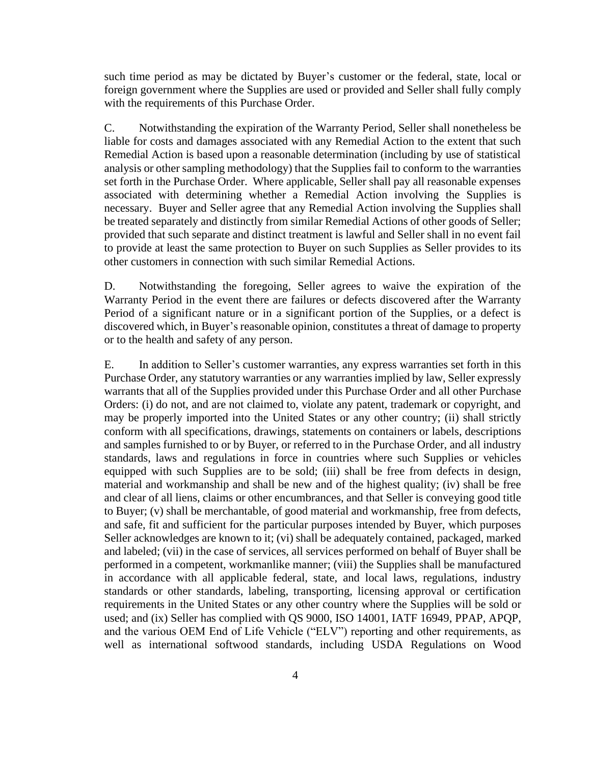such time period as may be dictated by Buyer's customer or the federal, state, local or foreign government where the Supplies are used or provided and Seller shall fully comply with the requirements of this Purchase Order.

C. Notwithstanding the expiration of the Warranty Period, Seller shall nonetheless be liable for costs and damages associated with any Remedial Action to the extent that such Remedial Action is based upon a reasonable determination (including by use of statistical analysis or other sampling methodology) that the Supplies fail to conform to the warranties set forth in the Purchase Order. Where applicable, Seller shall pay all reasonable expenses associated with determining whether a Remedial Action involving the Supplies is necessary. Buyer and Seller agree that any Remedial Action involving the Supplies shall be treated separately and distinctly from similar Remedial Actions of other goods of Seller; provided that such separate and distinct treatment is lawful and Seller shall in no event fail to provide at least the same protection to Buyer on such Supplies as Seller provides to its other customers in connection with such similar Remedial Actions.

D. Notwithstanding the foregoing, Seller agrees to waive the expiration of the Warranty Period in the event there are failures or defects discovered after the Warranty Period of a significant nature or in a significant portion of the Supplies, or a defect is discovered which, in Buyer's reasonable opinion, constitutes a threat of damage to property or to the health and safety of any person.

E. In addition to Seller's customer warranties, any express warranties set forth in this Purchase Order, any statutory warranties or any warranties implied by law, Seller expressly warrants that all of the Supplies provided under this Purchase Order and all other Purchase Orders: (i) do not, and are not claimed to, violate any patent, trademark or copyright, and may be properly imported into the United States or any other country; (ii) shall strictly conform with all specifications, drawings, statements on containers or labels, descriptions and samples furnished to or by Buyer, or referred to in the Purchase Order, and all industry standards, laws and regulations in force in countries where such Supplies or vehicles equipped with such Supplies are to be sold; (iii) shall be free from defects in design, material and workmanship and shall be new and of the highest quality; (iv) shall be free and clear of all liens, claims or other encumbrances, and that Seller is conveying good title to Buyer; (v) shall be merchantable, of good material and workmanship, free from defects, and safe, fit and sufficient for the particular purposes intended by Buyer, which purposes Seller acknowledges are known to it; (vi) shall be adequately contained, packaged, marked and labeled; (vii) in the case of services, all services performed on behalf of Buyer shall be performed in a competent, workmanlike manner; (viii) the Supplies shall be manufactured in accordance with all applicable federal, state, and local laws, regulations, industry standards or other standards, labeling, transporting, licensing approval or certification requirements in the United States or any other country where the Supplies will be sold or used; and (ix) Seller has complied with QS 9000, ISO 14001, IATF 16949, PPAP, APQP, and the various OEM End of Life Vehicle ("ELV") reporting and other requirements, as well as international softwood standards, including USDA Regulations on Wood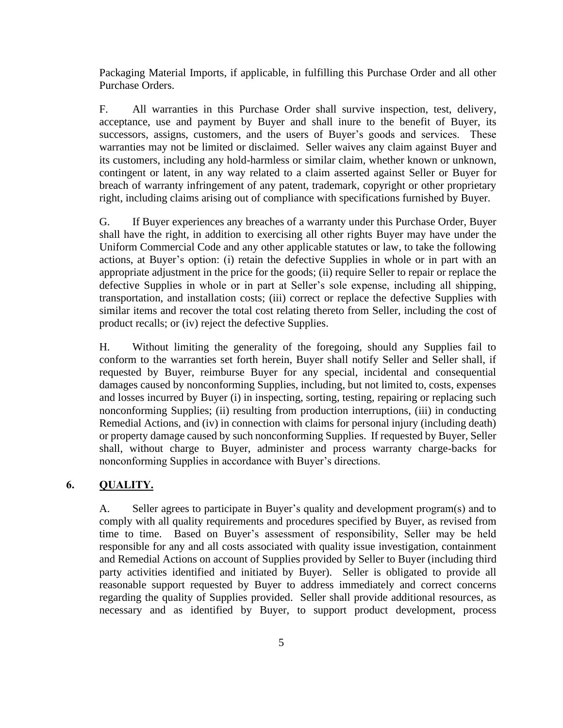Packaging Material Imports, if applicable, in fulfilling this Purchase Order and all other Purchase Orders.

F. All warranties in this Purchase Order shall survive inspection, test, delivery, acceptance, use and payment by Buyer and shall inure to the benefit of Buyer, its successors, assigns, customers, and the users of Buyer's goods and services. These warranties may not be limited or disclaimed. Seller waives any claim against Buyer and its customers, including any hold-harmless or similar claim, whether known or unknown, contingent or latent, in any way related to a claim asserted against Seller or Buyer for breach of warranty infringement of any patent, trademark, copyright or other proprietary right, including claims arising out of compliance with specifications furnished by Buyer.

G. If Buyer experiences any breaches of a warranty under this Purchase Order, Buyer shall have the right, in addition to exercising all other rights Buyer may have under the Uniform Commercial Code and any other applicable statutes or law, to take the following actions, at Buyer's option: (i) retain the defective Supplies in whole or in part with an appropriate adjustment in the price for the goods; (ii) require Seller to repair or replace the defective Supplies in whole or in part at Seller's sole expense, including all shipping, transportation, and installation costs; (iii) correct or replace the defective Supplies with similar items and recover the total cost relating thereto from Seller, including the cost of product recalls; or (iv) reject the defective Supplies.

H. Without limiting the generality of the foregoing, should any Supplies fail to conform to the warranties set forth herein, Buyer shall notify Seller and Seller shall, if requested by Buyer, reimburse Buyer for any special, incidental and consequential damages caused by nonconforming Supplies, including, but not limited to, costs, expenses and losses incurred by Buyer (i) in inspecting, sorting, testing, repairing or replacing such nonconforming Supplies; (ii) resulting from production interruptions, (iii) in conducting Remedial Actions, and (iv) in connection with claims for personal injury (including death) or property damage caused by such nonconforming Supplies. If requested by Buyer, Seller shall, without charge to Buyer, administer and process warranty charge-backs for nonconforming Supplies in accordance with Buyer's directions.

## 6. QUALITY.

A. Seller agrees to participate in Buyer's quality and development program(s) and to comply with all quality requirements and procedures specified by Buyer, as revised from time to time. Based on Buyer's assessment of responsibility, Seller may be held responsible for any and all costs associated with quality issue investigation, containment and Remedial Actions on account of Supplies provided by Seller to Buyer (including third party activities identified and initiated by Buyer). Seller is obligated to provide all reasonable support requested by Buyer to address immediately and correct concerns regarding the quality of Supplies provided. Seller shall provide additional resources, as necessary and as identified by Buyer, to support product development, process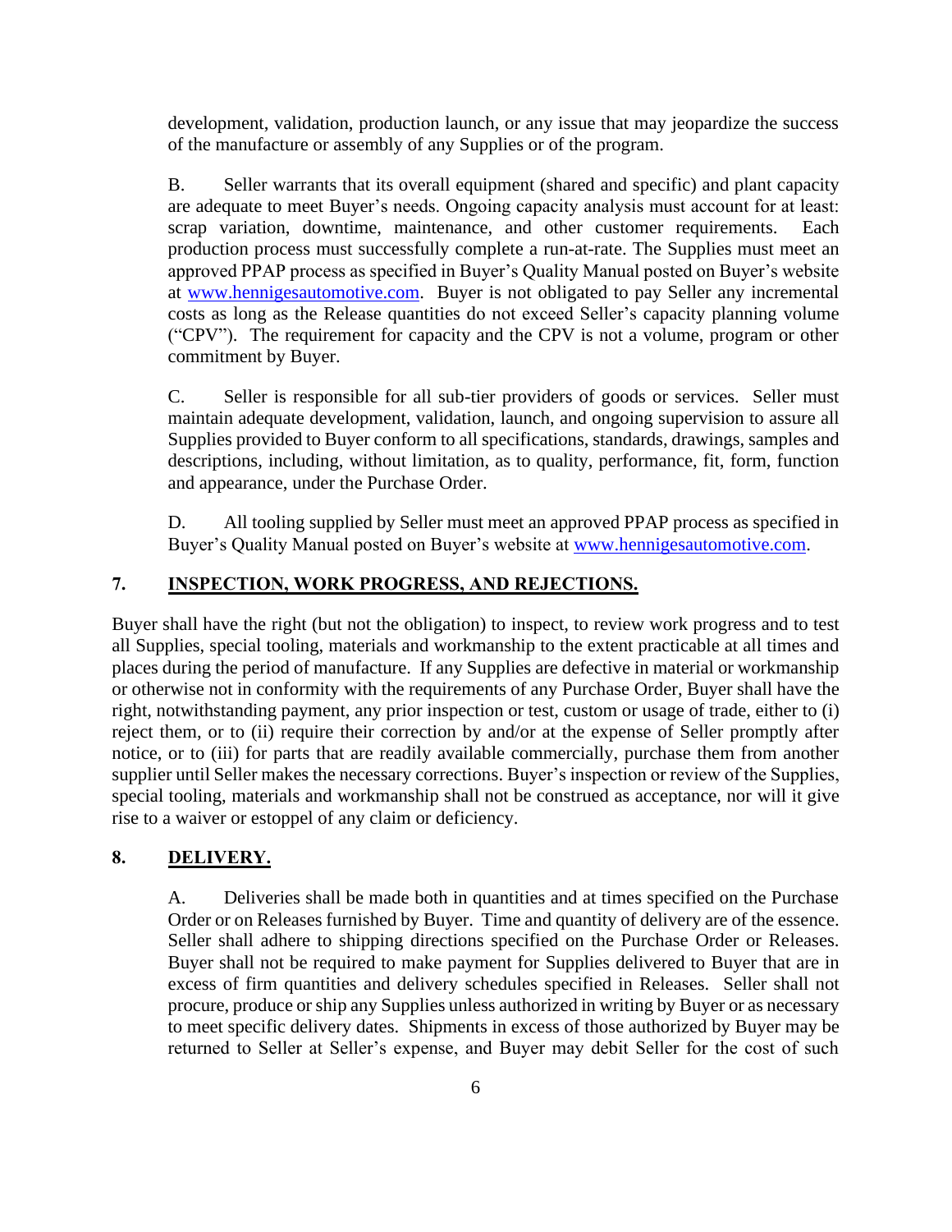development, validation, production launch, or any issue that may jeopardize the success of the manufacture or assembly of any Supplies or of the program.

B. Seller warrants that its overall equipment (shared and specific) and plant capacity are adequate to meet Buyer's needs. Ongoing capacity analysis must account for at least: scrap variation, downtime, maintenance, and other customer requirements. Each production process must successfully complete a run-at-rate. The Supplies must meet an approved PPAP process as specified in Buyer's Quality Manual posted on Buyer's website at www.hennigesautomotive.com. Buyer is not obligated to pay Seller any incremental costs as long as the Release quantities do not exceed Seller's capacity planning volume ("CPV"). The requirement for capacity and the CPV is not a volume, program or other commitment by Buyer.

C. Seller is responsible for all sub-tier providers of goods or services. Seller must maintain adequate development, validation, launch, and ongoing supervision to assure all Supplies provided to Buyer conform to all specifications, standards, drawings, samples and descriptions, including, without limitation, as to quality, performance, fit, form, function and appearance, under the Purchase Order.

D. All tooling supplied by Seller must meet an approved PPAP process as specified in Buyer's Quality Manual posted on Buyer's website at www.hennigesautomotive.com.

## 7. INSPECTION, WORK PROGRESS, AND REJECTIONS.

Buyer shall have the right (but not the obligation) to inspect, to review work progress and to test all Supplies, special tooling, materials and workmanship to the extent practicable at all times and places during the period of manufacture. If any Supplies are defective in material or workmanship or otherwise not in conformity with the requirements of any Purchase Order, Buyer shall have the right, notwithstanding payment, any prior inspection or test, custom or usage of trade, either to (i) reject them, or to (ii) require their correction by and/or at the expense of Seller promptly after notice, or to (iii) for parts that are readily available commercially, purchase them from another supplier until Seller makes the necessary corrections. Buyer's inspection or review of the Supplies, special tooling, materials and workmanship shall not be construed as acceptance, nor will it give rise to a waiver or estoppel of any claim or deficiency.

## 8. DELIVERY.

A. Deliveries shall be made both in quantities and at times specified on the Purchase Order or on Releases furnished by Buyer. Time and quantity of delivery are of the essence. Seller shall adhere to shipping directions specified on the Purchase Order or Releases. Buyer shall not be required to make payment for Supplies delivered to Buyer that are in excess of firm quantities and delivery schedules specified in Releases. Seller shall not procure, produce or ship any Supplies unless authorized in writing by Buyer or as necessary to meet specific delivery dates. Shipments in excess of those authorized by Buyer may be returned to Seller at Seller's expense, and Buyer may debit Seller for the cost of such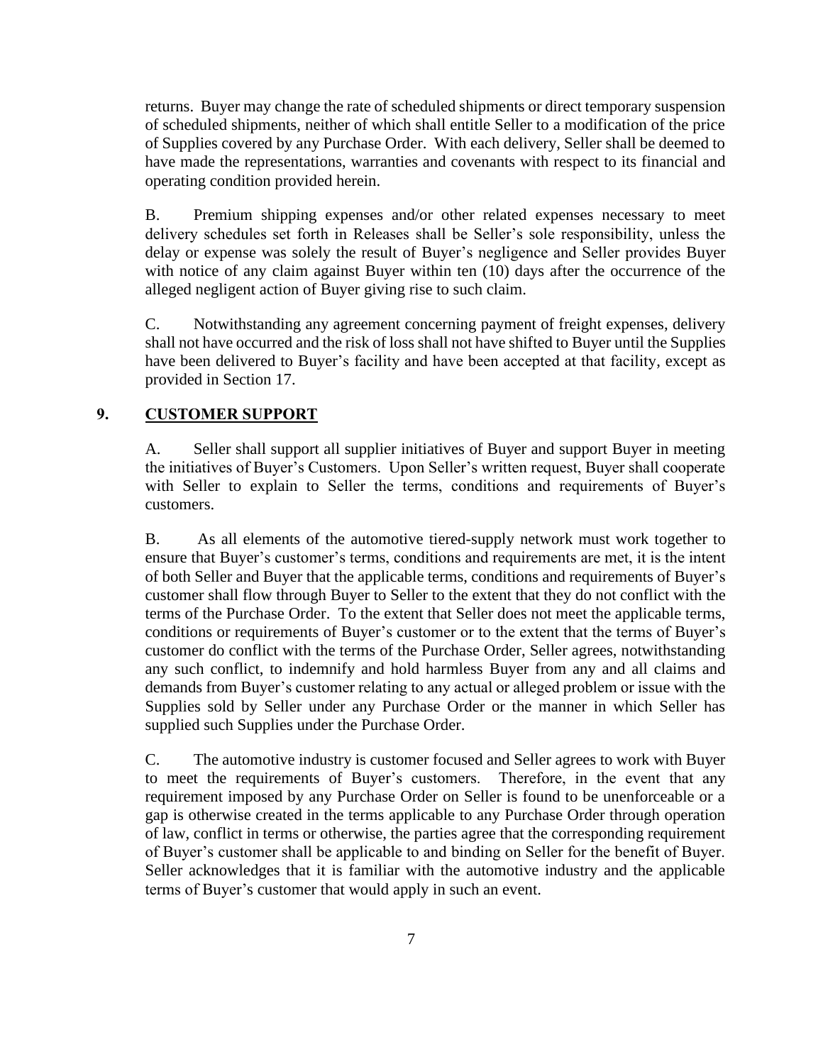returns. Buyer may change the rate of scheduled shipments or direct temporary suspension of scheduled shipments, neither of which shall entitle Seller to a modification of the price of Supplies covered by any Purchase Order. With each delivery, Seller shall be deemed to have made the representations, warranties and covenants with respect to its financial and operating condition provided herein.

B. Premium shipping expenses and/or other related expenses necessary to meet delivery schedules set forth in Releases shall be Seller's sole responsibility, unless the delay or expense was solely the result of Buyer's negligence and Seller provides Buyer with notice of any claim against Buyer within ten (10) days after the occurrence of the alleged negligent action of Buyer giving rise to such claim.

C. Notwithstanding any agreement concerning payment of freight expenses, delivery shall not have occurred and the risk of loss shall not have shifted to Buyer until the Supplies have been delivered to Buyer's facility and have been accepted at that facility, except as provided in Section 17.

## 9. CUSTOMER SUPPORT

A. Seller shall support all supplier initiatives of Buyer and support Buyer in meeting the initiatives of Buyer's Customers. Upon Seller's written request, Buyer shall cooperate with Seller to explain to Seller the terms, conditions and requirements of Buyer's customers.

B. As all elements of the automotive tiered-supply network must work together to ensure that Buyer's customer's terms, conditions and requirements are met, it is the intent of both Seller and Buyer that the applicable terms, conditions and requirements of Buyer's customer shall flow through Buyer to Seller to the extent that they do not conflict with the terms of the Purchase Order. To the extent that Seller does not meet the applicable terms, conditions or requirements of Buyer's customer or to the extent that the terms of Buyer's customer do conflict with the terms of the Purchase Order, Seller agrees, notwithstanding any such conflict, to indemnify and hold harmless Buyer from any and all claims and demands from Buyer's customer relating to any actual or alleged problem or issue with the Supplies sold by Seller under any Purchase Order or the manner in which Seller has supplied such Supplies under the Purchase Order.

C. The automotive industry is customer focused and Seller agrees to work with Buyer to meet the requirements of Buyer's customers. Therefore, in the event that any requirement imposed by any Purchase Order on Seller is found to be unenforceable or a gap is otherwise created in the terms applicable to any Purchase Order through operation of law, conflict in terms or otherwise, the parties agree that the corresponding requirement of Buyer's customer shall be applicable to and binding on Seller for the benefit of Buyer. Seller acknowledges that it is familiar with the automotive industry and the applicable terms of Buyer's customer that would apply in such an event.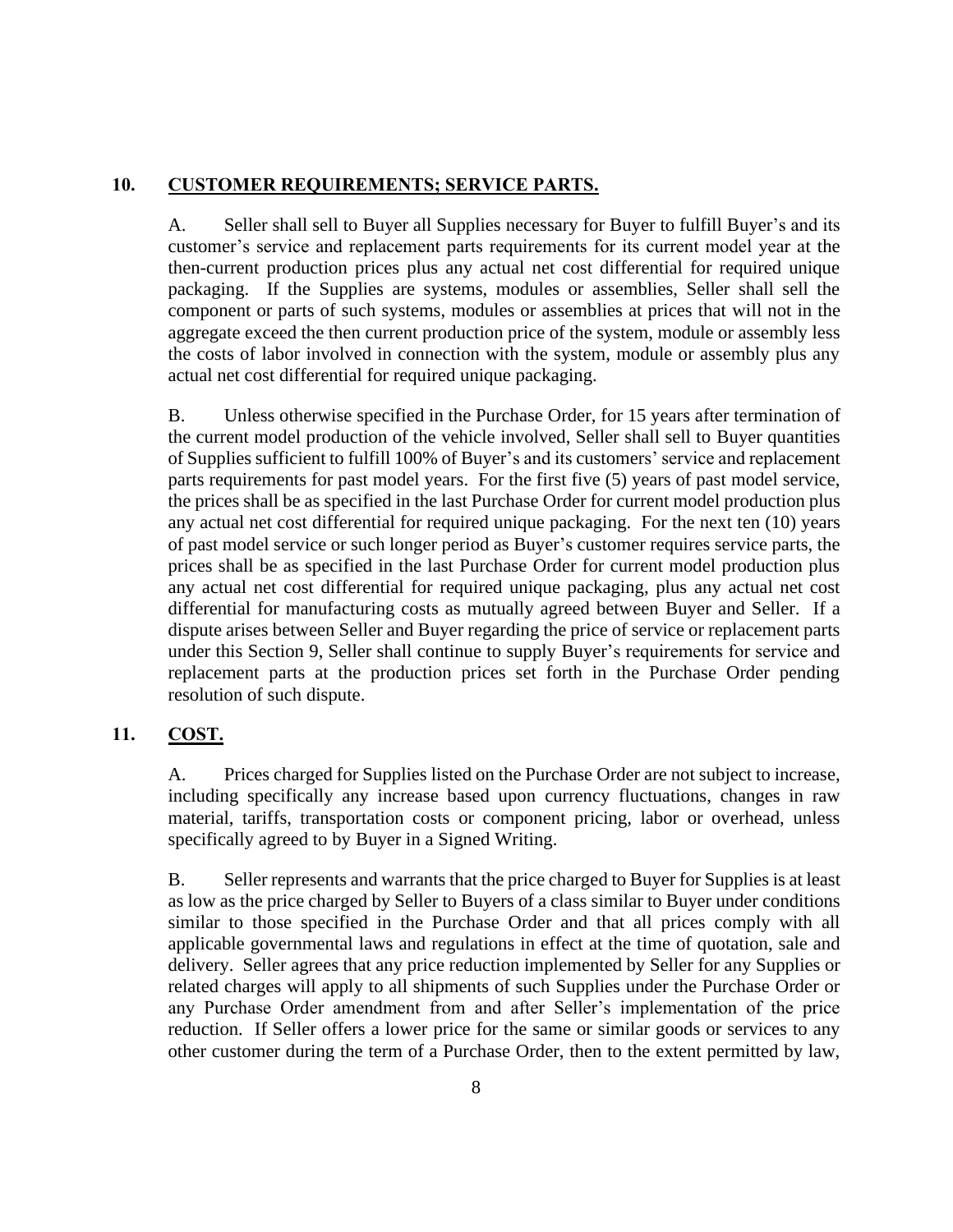## 10. CUSTOMER REQUIREMENTS; SERVICE PARTS.

A. Seller shall sell to Buyer all Supplies necessary for Buyer to fulfill Buyer's and its customer's service and replacement parts requirements for its current model year at the then-current production prices plus any actual net cost differential for required unique packaging. If the Supplies are systems, modules or assemblies, Seller shall sell the component or parts of such systems, modules or assemblies at prices that will not in the aggregate exceed the then current production price of the system, module or assembly less the costs of labor involved in connection with the system, module or assembly plus any actual net cost differential for required unique packaging.

B. Unless otherwise specified in the Purchase Order, for 15 years after termination of the current model production of the vehicle involved, Seller shall sell to Buyer quantities of Supplies sufficient to fulfill 100% of Buyer's and its customers' service and replacement parts requirements for past model years. For the first five (5) years of past model service, the prices shall be as specified in the last Purchase Order for current model production plus any actual net cost differential for required unique packaging. For the next ten (10) years of past model service or such longer period as Buyer's customer requires service parts, the prices shall be as specified in the last Purchase Order for current model production plus any actual net cost differential for required unique packaging, plus any actual net cost differential for manufacturing costs as mutually agreed between Buyer and Seller. If a dispute arises between Seller and Buyer regarding the price of service or replacement parts under this Section 9, Seller shall continue to supply Buyer's requirements for service and replacement parts at the production prices set forth in the Purchase Order pending resolution of such dispute.

## 11. COST.

A. Prices charged for Supplies listed on the Purchase Order are not subject to increase, including specifically any increase based upon currency fluctuations, changes in raw material, tariffs, transportation costs or component pricing, labor or overhead, unless specifically agreed to by Buyer in a Signed Writing.

B. Seller represents and warrants that the price charged to Buyer for Supplies is at least as low as the price charged by Seller to Buyers of a class similar to Buyer under conditions similar to those specified in the Purchase Order and that all prices comply with all applicable governmental laws and regulations in effect at the time of quotation, sale and delivery. Seller agrees that any price reduction implemented by Seller for any Supplies or related charges will apply to all shipments of such Supplies under the Purchase Order or any Purchase Order amendment from and after Seller's implementation of the price reduction. If Seller offers a lower price for the same or similar goods or services to any other customer during the term of a Purchase Order, then to the extent permitted by law,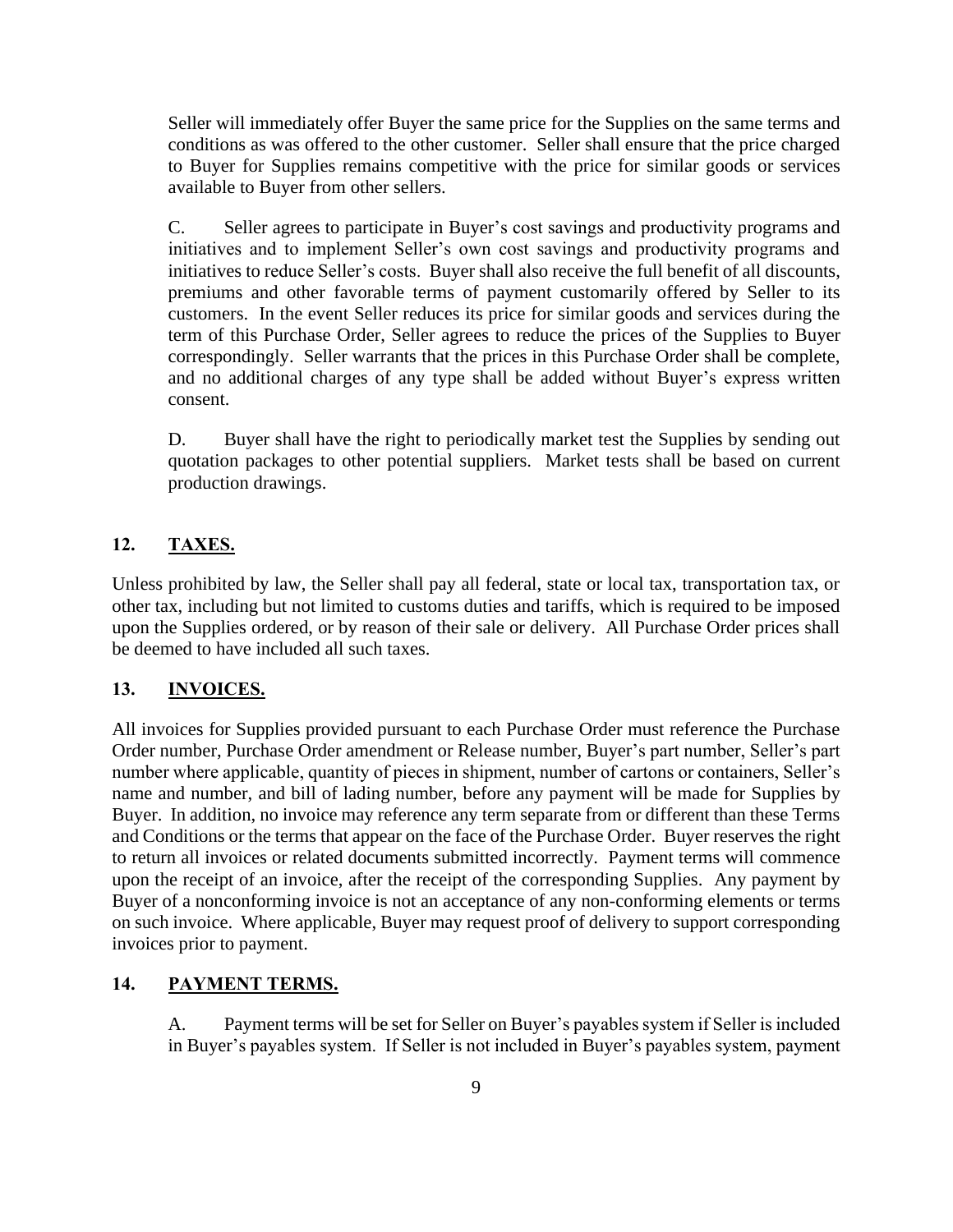Seller will immediately offer Buyer the same price for the Supplies on the same terms and conditions as was offered to the other customer. Seller shall ensure that the price charged to Buyer for Supplies remains competitive with the price for similar goods or services available to Buyer from other sellers.

C. Seller agrees to participate in Buyer's cost savings and productivity programs and initiatives and to implement Seller's own cost savings and productivity programs and initiatives to reduce Seller's costs. Buyer shall also receive the full benefit of all discounts, premiums and other favorable terms of payment customarily offered by Seller to its customers. In the event Seller reduces its price for similar goods and services during the term of this Purchase Order, Seller agrees to reduce the prices of the Supplies to Buyer correspondingly. Seller warrants that the prices in this Purchase Order shall be complete, and no additional charges of any type shall be added without Buyer's express written consent.

D. Buyer shall have the right to periodically market test the Supplies by sending out quotation packages to other potential suppliers. Market tests shall be based on current production drawings.

## 12. TAXES.

Unless prohibited by law, the Seller shall pay all federal, state or local tax, transportation tax, or other tax, including but not limited to customs duties and tariffs, which is required to be imposed upon the Supplies ordered, or by reason of their sale or delivery. All Purchase Order prices shall be deemed to have included all such taxes.

## 13. INVOICES.

All invoices for Supplies provided pursuant to each Purchase Order must reference the Purchase Order number, Purchase Order amendment or Release number, Buyer's part number, Seller's part number where applicable, quantity of pieces in shipment, number of cartons or containers, Seller's name and number, and bill of lading number, before any payment will be made for Supplies by Buyer. In addition, no invoice may reference any term separate from or different than these Terms and Conditions or the terms that appear on the face of the Purchase Order. Buyer reserves the right to return all invoices or related documents submitted incorrectly. Payment terms will commence upon the receipt of an invoice, after the receipt of the corresponding Supplies. Any payment by Buyer of a nonconforming invoice is not an acceptance of any non-conforming elements or terms on such invoice. Where applicable, Buyer may request proof of delivery to support corresponding invoices prior to payment.

## 14. PAYMENT TERMS.

A. Payment terms will be set for Seller on Buyer's payables system if Seller is included in Buyer's payables system. If Seller is not included in Buyer's payables system, payment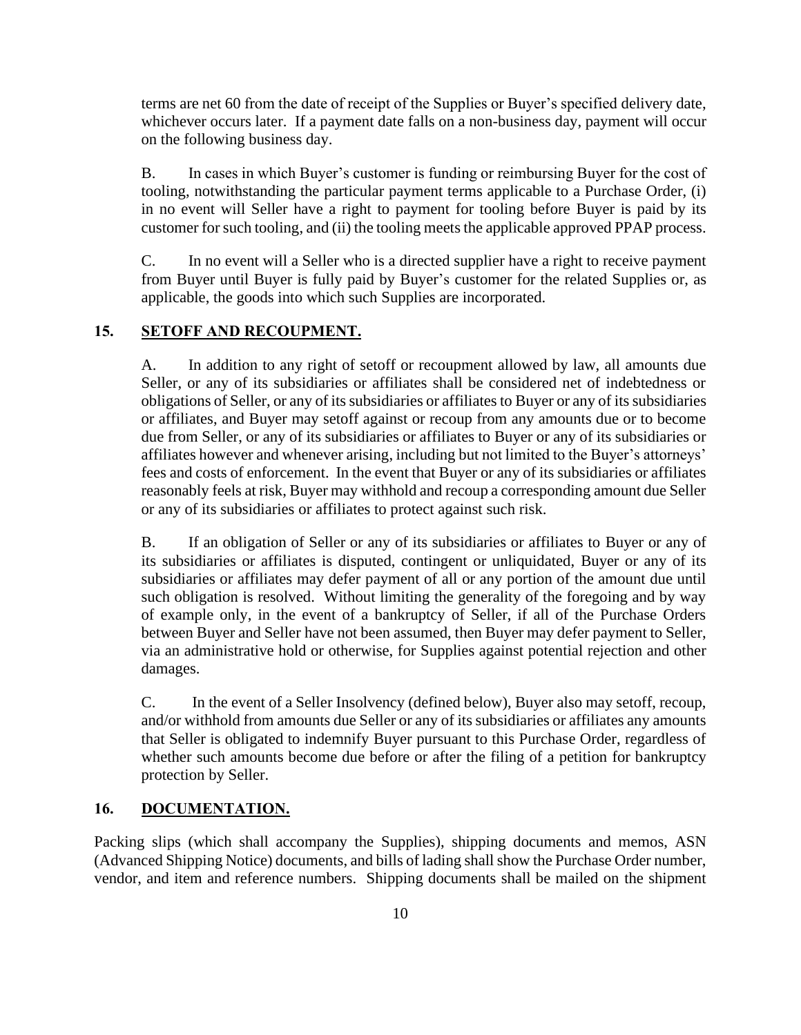terms are net 60 from the date of receipt of the Supplies or Buyer's specified delivery date, whichever occurs later. If a payment date falls on a non-business day, payment will occur on the following business day.

B. In cases in which Buyer's customer is funding or reimbursing Buyer for the cost of tooling, notwithstanding the particular payment terms applicable to a Purchase Order, (i) in no event will Seller have a right to payment for tooling before Buyer is paid by its customer for such tooling, and (ii) the tooling meets the applicable approved PPAP process.

C. In no event will a Seller who is a directed supplier have a right to receive payment from Buyer until Buyer is fully paid by Buyer's customer for the related Supplies or, as applicable, the goods into which such Supplies are incorporated.

## 15. SETOFF AND RECOUPMENT.

A. In addition to any right of setoff or recoupment allowed by law, all amounts due Seller, or any of its subsidiaries or affiliates shall be considered net of indebtedness or obligations of Seller, or any of its subsidiaries or affiliates to Buyer or any of its subsidiaries or affiliates, and Buyer may setoff against or recoup from any amounts due or to become due from Seller, or any of its subsidiaries or affiliates to Buyer or any of its subsidiaries or affiliates however and whenever arising, including but not limited to the Buyer's attorneys' fees and costs of enforcement. In the event that Buyer or any of its subsidiaries or affiliates reasonably feels at risk, Buyer may withhold and recoup a corresponding amount due Seller or any of its subsidiaries or affiliates to protect against such risk.

B. If an obligation of Seller or any of its subsidiaries or affiliates to Buyer or any of its subsidiaries or affiliates is disputed, contingent or unliquidated, Buyer or any of its subsidiaries or affiliates may defer payment of all or any portion of the amount due until such obligation is resolved. Without limiting the generality of the foregoing and by way of example only, in the event of a bankruptcy of Seller, if all of the Purchase Orders between Buyer and Seller have not been assumed, then Buyer may defer payment to Seller, via an administrative hold or otherwise, for Supplies against potential rejection and other damages.

C. In the event of a Seller Insolvency (defined below), Buyer also may setoff, recoup, and/or withhold from amounts due Seller or any of its subsidiaries or affiliates any amounts that Seller is obligated to indemnify Buyer pursuant to this Purchase Order, regardless of whether such amounts become due before or after the filing of a petition for bankruptcy protection by Seller.

## 16. DOCUMENTATION.

Packing slips (which shall accompany the Supplies), shipping documents and memos, ASN (Advanced Shipping Notice) documents, and bills of lading shall show the Purchase Order number, vendor, and item and reference numbers. Shipping documents shall be mailed on the shipment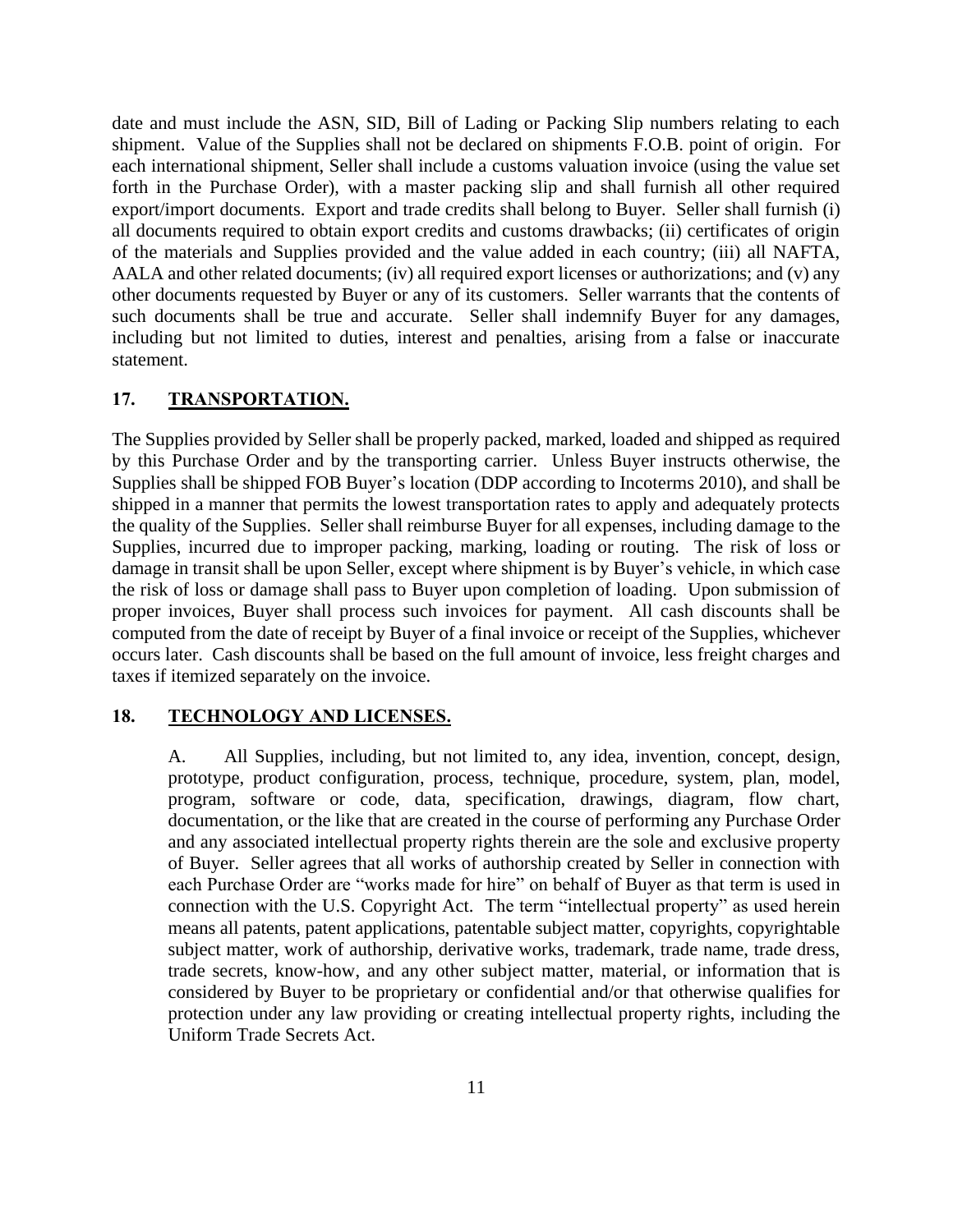date and must include the ASN, SID, Bill of Lading or Packing Slip numbers relating to each shipment. Value of the Supplies shall not be declared on shipments F.O.B. point of origin. For each international shipment, Seller shall include a customs valuation invoice (using the value set forth in the Purchase Order), with a master packing slip and shall furnish all other required export/import documents. Export and trade credits shall belong to Buyer. Seller shall furnish (i) all documents required to obtain export credits and customs drawbacks; (ii) certificates of origin of the materials and Supplies provided and the value added in each country; (iii) all NAFTA, AALA and other related documents; (iv) all required export licenses or authorizations; and (v) any other documents requested by Buyer or any of its customers. Seller warrants that the contents of such documents shall be true and accurate. Seller shall indemnify Buyer for any damages, including but not limited to duties, interest and penalties, arising from a false or inaccurate statement.

## 17. TRANSPORTATION.

The Supplies provided by Seller shall be properly packed, marked, loaded and shipped as required by this Purchase Order and by the transporting carrier. Unless Buyer instructs otherwise, the Supplies shall be shipped FOB Buyer's location (DDP according to Incoterms 2010), and shall be shipped in a manner that permits the lowest transportation rates to apply and adequately protects the quality of the Supplies. Seller shall reimburse Buyer for all expenses, including damage to the Supplies, incurred due to improper packing, marking, loading or routing. The risk of loss or damage in transit shall be upon Seller, except where shipment is by Buyer's vehicle, in which case the risk of loss or damage shall pass to Buyer upon completion of loading. Upon submission of proper invoices, Buyer shall process such invoices for payment. All cash discounts shall be computed from the date of receipt by Buyer of a final invoice or receipt of the Supplies, whichever occurs later. Cash discounts shall be based on the full amount of invoice, less freight charges and taxes if itemized separately on the invoice.

## 18. TECHNOLOGY AND LICENSES.

A. All Supplies, including, but not limited to, any idea, invention, concept, design, prototype, product configuration, process, technique, procedure, system, plan, model, program, software or code, data, specification, drawings, diagram, flow chart, documentation, or the like that are created in the course of performing any Purchase Order and any associated intellectual property rights therein are the sole and exclusive property of Buyer. Seller agrees that all works of authorship created by Seller in connection with each Purchase Order are "works made for hire" on behalf of Buyer as that term is used in connection with the U.S. Copyright Act. The term "intellectual property" as used herein means all patents, patent applications, patentable subject matter, copyrights, copyrightable subject matter, work of authorship, derivative works, trademark, trade name, trade dress, trade secrets, know-how, and any other subject matter, material, or information that is considered by Buyer to be proprietary or confidential and/or that otherwise qualifies for protection under any law providing or creating intellectual property rights, including the Uniform Trade Secrets Act.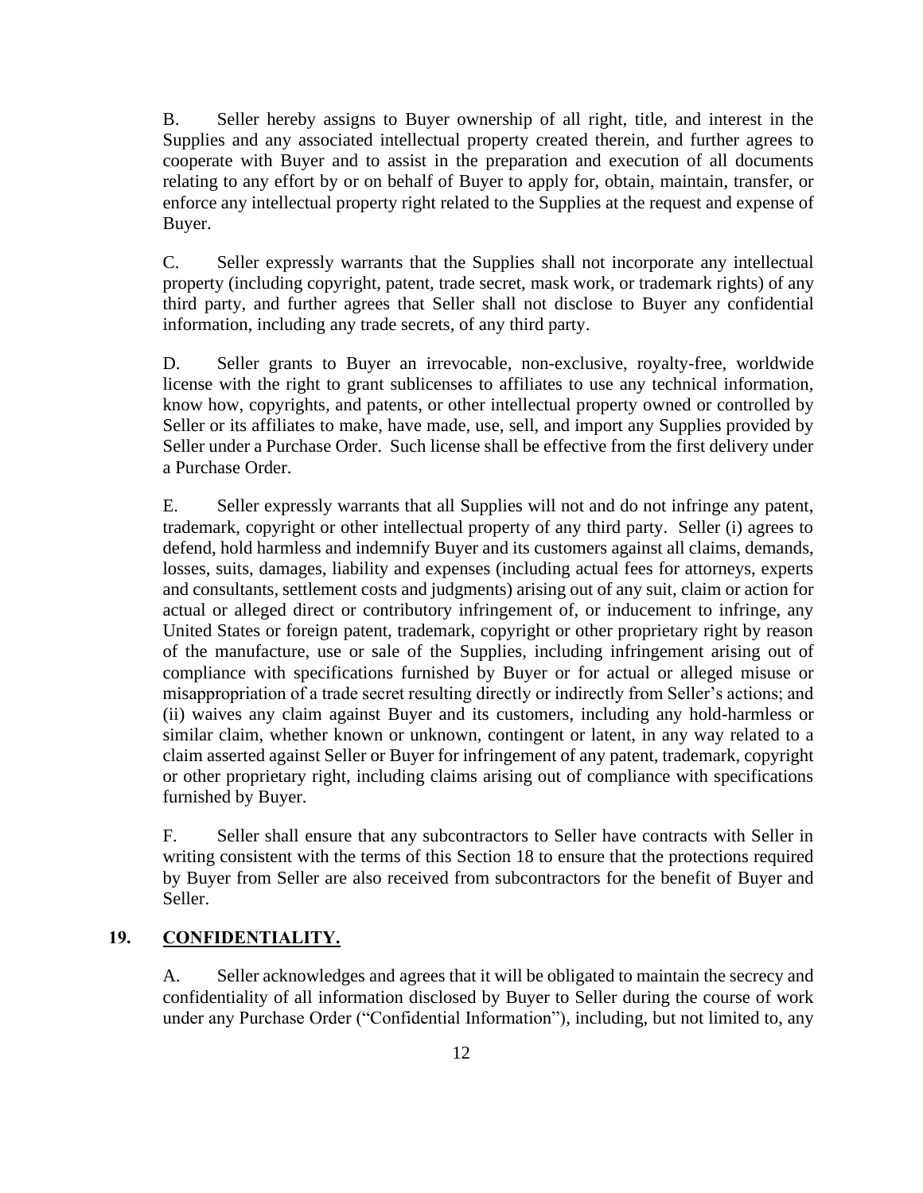B. Seller hereby assigns to Buyer ownership of all right, title, and interest in the Supplies and any associated intellectual property created therein, and further agrees to cooperate with Buyer and to assist in the preparation and execution of all documents relating to any effort by or on behalf of Buyer to apply for, obtain, maintain, transfer, or enforce any intellectual property right related to the Supplies at the request and expense of Buyer.

C. Seller expressly warrants that the Supplies shall not incorporate any intellectual property (including copyright, patent, trade secret, mask work, or trademark rights) of any third party, and further agrees that Seller shall not disclose to Buyer any confidential information, including any trade secrets, of any third party.

D. Seller grants to Buyer an irrevocable, non-exclusive, royalty-free, worldwide license with the right to grant sublicenses to affiliates to use any technical information, know how, copyrights, and patents, or other intellectual property owned or controlled by Seller or its affiliates to make, have made, use, sell, and import any Supplies provided by Seller under a Purchase Order. Such license shall be effective from the first delivery under a Purchase Order.

E. Seller expressly warrants that all Supplies will not and do not infringe any patent, trademark, copyright or other intellectual property of any third party. Seller (i) agrees to defend, hold harmless and indemnify Buyer and its customers against all claims, demands, losses, suits, damages, liability and expenses (including actual fees for attorneys, experts and consultants, settlement costs and judgments) arising out of any suit, claim or action for actual or alleged direct or contributory infringement of, or inducement to infringe, any United States or foreign patent, trademark, copyright or other proprietary right by reason of the manufacture, use or sale of the Supplies, including infringement arising out of compliance with specifications furnished by Buyer or for actual or alleged misuse or misappropriation of a trade secret resulting directly or indirectly from Seller's actions; and (ii) waives any claim against Buyer and its customers, including any hold-harmless or similar claim, whether known or unknown, contingent or latent, in any way related to a claim asserted against Seller or Buyer for infringement of any patent, trademark, copyright or other proprietary right, including claims arising out of compliance with specifications furnished by Buyer.

F. Seller shall ensure that any subcontractors to Seller have contracts with Seller in writing consistent with the terms of this Section 18 to ensure that the protections required by Buyer from Seller are also received from subcontractors for the benefit of Buyer and Seller.

## 19. CONFIDENTIALITY.

A. Seller acknowledges and agrees that it will be obligated to maintain the secrecy and confidentiality of all information disclosed by Buyer to Seller during the course of work under any Purchase Order ("Confidential Information"), including, but not limited to, any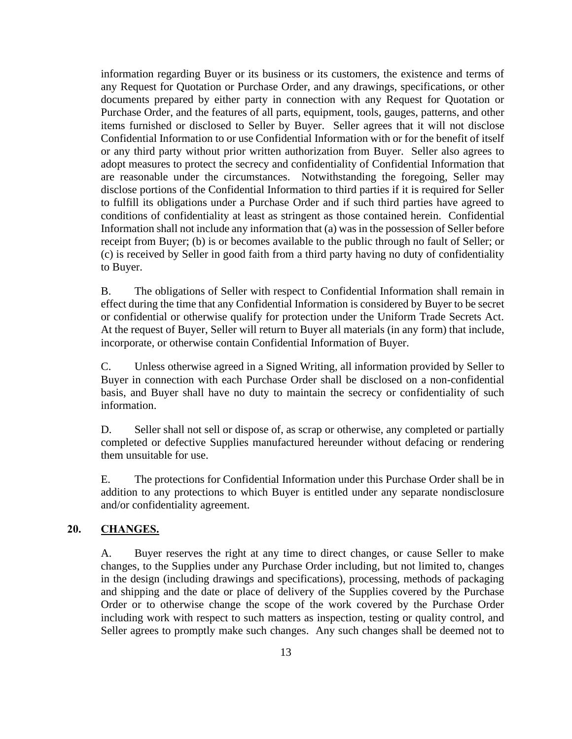information regarding Buyer or its business or its customers, the existence and terms of any Request for Quotation or Purchase Order, and any drawings, specifications, or other documents prepared by either party in connection with any Request for Quotation or Purchase Order, and the features of all parts, equipment, tools, gauges, patterns, and other items furnished or disclosed to Seller by Buyer. Seller agrees that it will not disclose Confidential Information to or use Confidential Information with or for the benefit of itself or any third party without prior written authorization from Buyer. Seller also agrees to adopt measures to protect the secrecy and confidentiality of Confidential Information that are reasonable under the circumstances. Notwithstanding the foregoing, Seller may disclose portions of the Confidential Information to third parties if it is required for Seller to fulfill its obligations under a Purchase Order and if such third parties have agreed to conditions of confidentiality at least as stringent as those contained herein. Confidential Information shall not include any information that (a) was in the possession of Seller before receipt from Buyer; (b) is or becomes available to the public through no fault of Seller; or (c) is received by Seller in good faith from a third party having no duty of confidentiality to Buyer.

B. The obligations of Seller with respect to Confidential Information shall remain in effect during the time that any Confidential Information is considered by Buyer to be secret or confidential or otherwise qualify for protection under the Uniform Trade Secrets Act. At the request of Buyer, Seller will return to Buyer all materials (in any form) that include, incorporate, or otherwise contain Confidential Information of Buyer.

C. Unless otherwise agreed in a Signed Writing, all information provided by Seller to Buyer in connection with each Purchase Order shall be disclosed on a non-confidential basis, and Buyer shall have no duty to maintain the secrecy or confidentiality of such information.

D. Seller shall not sell or dispose of, as scrap or otherwise, any completed or partially completed or defective Supplies manufactured hereunder without defacing or rendering them unsuitable for use.

E. The protections for Confidential Information under this Purchase Order shall be in addition to any protections to which Buyer is entitled under any separate nondisclosure and/or confidentiality agreement.

## 20. CHANGES.

A. Buyer reserves the right at any time to direct changes, or cause Seller to make changes, to the Supplies under any Purchase Order including, but not limited to, changes in the design (including drawings and specifications), processing, methods of packaging and shipping and the date or place of delivery of the Supplies covered by the Purchase Order or to otherwise change the scope of the work covered by the Purchase Order including work with respect to such matters as inspection, testing or quality control, and Seller agrees to promptly make such changes. Any such changes shall be deemed not to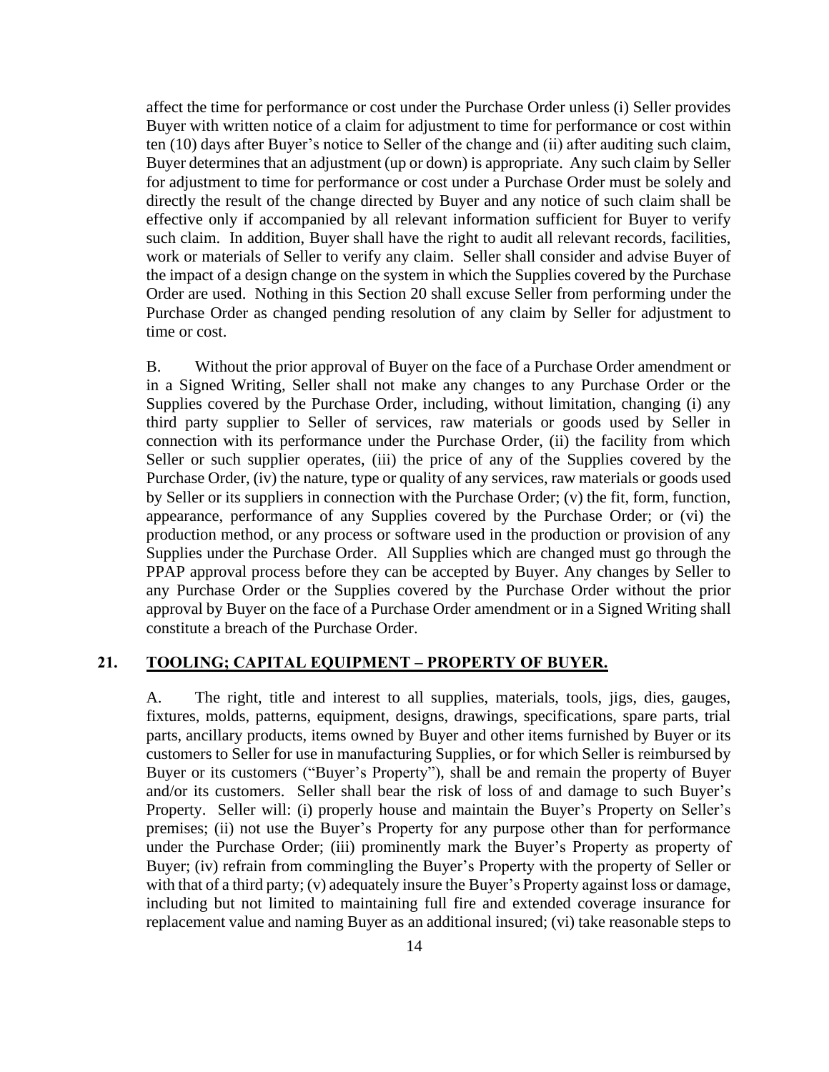affect the time for performance or cost under the Purchase Order unless (i) Seller provides Buyer with written notice of a claim for adjustment to time for performance or cost within ten (10) days after Buyer's notice to Seller of the change and (ii) after auditing such claim, Buyer determines that an adjustment (up or down) is appropriate. Any such claim by Seller for adjustment to time for performance or cost under a Purchase Order must be solely and directly the result of the change directed by Buyer and any notice of such claim shall be effective only if accompanied by all relevant information sufficient for Buyer to verify such claim. In addition, Buyer shall have the right to audit all relevant records, facilities, work or materials of Seller to verify any claim. Seller shall consider and advise Buyer of the impact of a design change on the system in which the Supplies covered by the Purchase Order are used. Nothing in this Section 20 shall excuse Seller from performing under the Purchase Order as changed pending resolution of any claim by Seller for adjustment to time or cost.

B. Without the prior approval of Buyer on the face of a Purchase Order amendment or in a Signed Writing, Seller shall not make any changes to any Purchase Order or the Supplies covered by the Purchase Order, including, without limitation, changing (i) any third party supplier to Seller of services, raw materials or goods used by Seller in connection with its performance under the Purchase Order, (ii) the facility from which Seller or such supplier operates, (iii) the price of any of the Supplies covered by the Purchase Order, (iv) the nature, type or quality of any services, raw materials or goods used by Seller or its suppliers in connection with the Purchase Order; (v) the fit, form, function, appearance, performance of any Supplies covered by the Purchase Order; or (vi) the production method, or any process or software used in the production or provision of any Supplies under the Purchase Order. All Supplies which are changed must go through the PPAP approval process before they can be accepted by Buyer. Any changes by Seller to any Purchase Order or the Supplies covered by the Purchase Order without the prior approval by Buyer on the face of a Purchase Order amendment or in a Signed Writing shall constitute a breach of the Purchase Order.

## 21. TOOLING; CAPITAL EQUIPMENT – PROPERTY OF BUYER.

A. The right, title and interest to all supplies, materials, tools, jigs, dies, gauges, fixtures, molds, patterns, equipment, designs, drawings, specifications, spare parts, trial parts, ancillary products, items owned by Buyer and other items furnished by Buyer or its customers to Seller for use in manufacturing Supplies, or for which Seller is reimbursed by Buyer or its customers ("Buyer's Property"), shall be and remain the property of Buyer and/or its customers. Seller shall bear the risk of loss of and damage to such Buyer's Property. Seller will: (i) properly house and maintain the Buyer's Property on Seller's premises; (ii) not use the Buyer's Property for any purpose other than for performance under the Purchase Order; (iii) prominently mark the Buyer's Property as property of Buyer; (iv) refrain from commingling the Buyer's Property with the property of Seller or with that of a third party; (v) adequately insure the Buyer's Property against loss or damage, including but not limited to maintaining full fire and extended coverage insurance for replacement value and naming Buyer as an additional insured; (vi) take reasonable steps to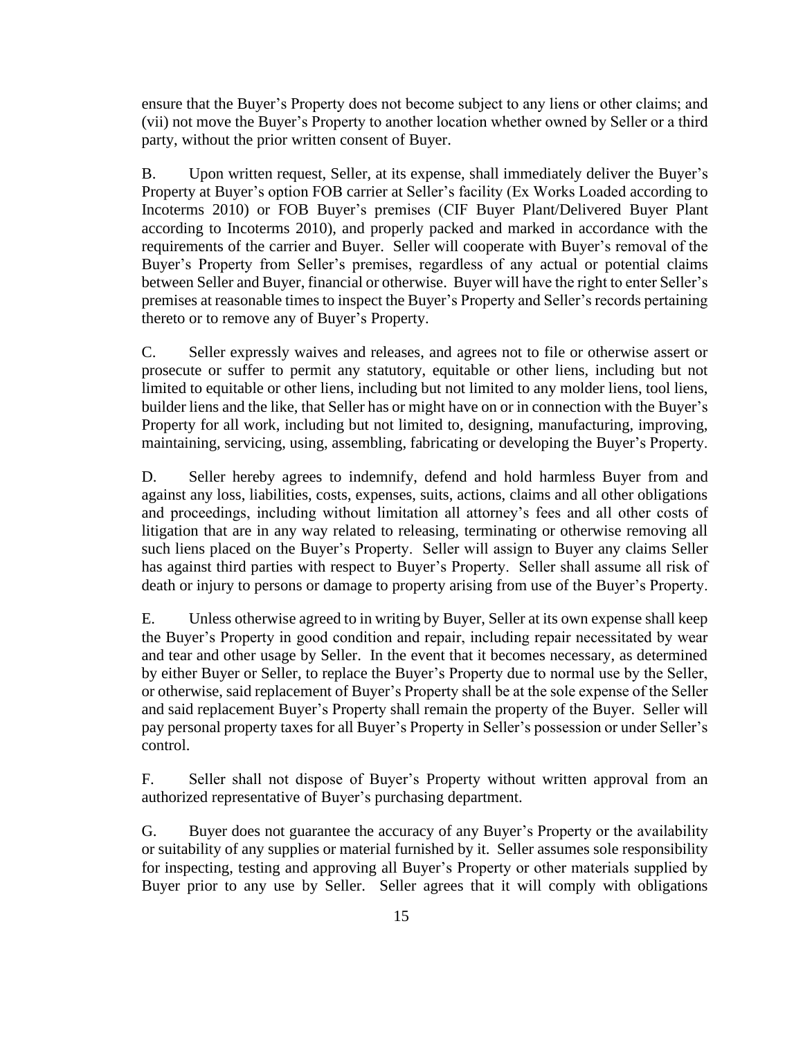ensure that the Buyer's Property does not become subject to any liens or other claims; and (vii) not move the Buyer's Property to another location whether owned by Seller or a third party, without the prior written consent of Buyer.

B. Upon written request, Seller, at its expense, shall immediately deliver the Buyer's Property at Buyer's option FOB carrier at Seller's facility (Ex Works Loaded according to Incoterms 2010) or FOB Buyer's premises (CIF Buyer Plant/Delivered Buyer Plant according to Incoterms 2010), and properly packed and marked in accordance with the requirements of the carrier and Buyer. Seller will cooperate with Buyer's removal of the Buyer's Property from Seller's premises, regardless of any actual or potential claims between Seller and Buyer, financial or otherwise. Buyer will have the right to enter Seller's premises at reasonable times to inspect the Buyer's Property and Seller's records pertaining thereto or to remove any of Buyer's Property.

C. Seller expressly waives and releases, and agrees not to file or otherwise assert or prosecute or suffer to permit any statutory, equitable or other liens, including but not limited to equitable or other liens, including but not limited to any molder liens, tool liens, builder liens and the like, that Seller has or might have on or in connection with the Buyer's Property for all work, including but not limited to, designing, manufacturing, improving, maintaining, servicing, using, assembling, fabricating or developing the Buyer's Property.

D. Seller hereby agrees to indemnify, defend and hold harmless Buyer from and against any loss, liabilities, costs, expenses, suits, actions, claims and all other obligations and proceedings, including without limitation all attorney's fees and all other costs of litigation that are in any way related to releasing, terminating or otherwise removing all such liens placed on the Buyer's Property. Seller will assign to Buyer any claims Seller has against third parties with respect to Buyer's Property. Seller shall assume all risk of death or injury to persons or damage to property arising from use of the Buyer's Property.

E. Unless otherwise agreed to in writing by Buyer, Seller at its own expense shall keep the Buyer's Property in good condition and repair, including repair necessitated by wear and tear and other usage by Seller. In the event that it becomes necessary, as determined by either Buyer or Seller, to replace the Buyer's Property due to normal use by the Seller, or otherwise, said replacement of Buyer's Property shall be at the sole expense of the Seller and said replacement Buyer's Property shall remain the property of the Buyer. Seller will pay personal property taxes for all Buyer's Property in Seller's possession or under Seller's control.

F. Seller shall not dispose of Buyer's Property without written approval from an authorized representative of Buyer's purchasing department.

G. Buyer does not guarantee the accuracy of any Buyer's Property or the availability or suitability of any supplies or material furnished by it. Seller assumes sole responsibility for inspecting, testing and approving all Buyer's Property or other materials supplied by Buyer prior to any use by Seller. Seller agrees that it will comply with obligations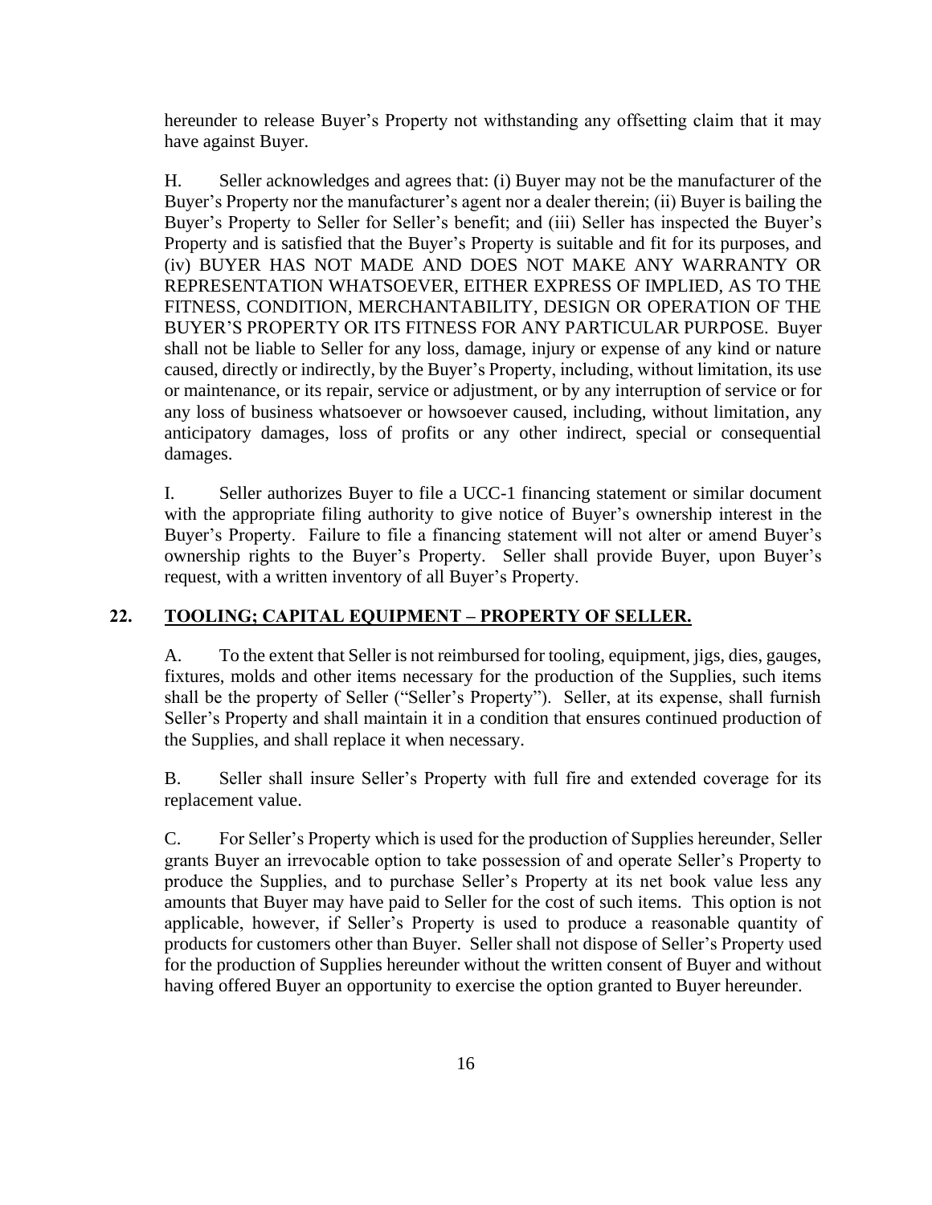hereunder to release Buyer's Property not withstanding any offsetting claim that it may have against Buyer.

H. Seller acknowledges and agrees that: (i) Buyer may not be the manufacturer of the Buyer's Property nor the manufacturer's agent nor a dealer therein; (ii) Buyer is bailing the Buyer's Property to Seller for Seller's benefit; and (iii) Seller has inspected the Buyer's Property and is satisfied that the Buyer's Property is suitable and fit for its purposes, and (iv) BUYER HAS NOT MADE AND DOES NOT MAKE ANY WARRANTY OR REPRESENTATION WHATSOEVER, EITHER EXPRESS OF IMPLIED, AS TO THE FITNESS, CONDITION, MERCHANTABILITY, DESIGN OR OPERATION OF THE BUYER'S PROPERTY OR ITS FITNESS FOR ANY PARTICULAR PURPOSE. Buyer shall not be liable to Seller for any loss, damage, injury or expense of any kind or nature caused, directly or indirectly, by the Buyer's Property, including, without limitation, its use or maintenance, or its repair, service or adjustment, or by any interruption of service or for any loss of business whatsoever or howsoever caused, including, without limitation, any anticipatory damages, loss of profits or any other indirect, special or consequential damages.

I. Seller authorizes Buyer to file a UCC-1 financing statement or similar document with the appropriate filing authority to give notice of Buyer's ownership interest in the Buyer's Property. Failure to file a financing statement will not alter or amend Buyer's ownership rights to the Buyer's Property. Seller shall provide Buyer, upon Buyer's request, with a written inventory of all Buyer's Property.

## 22. <u>TOOLING; CAPITAL EQUIPMENT – PROPERTY OF SELLER.</u>

A. To the extent that Seller is not reimbursed for tooling, equipment, jigs, dies, gauges, fixtures, molds and other items necessary for the production of the Supplies, such items shall be the property of Seller ("Seller's Property"). Seller, at its expense, shall furnish Seller's Property and shall maintain it in a condition that ensures continued production of the Supplies, and shall replace it when necessary.

B. Seller shall insure Seller's Property with full fire and extended coverage for its replacement value.

C. For Seller's Property which is used for the production of Supplies hereunder, Seller grants Buyer an irrevocable option to take possession of and operate Seller's Property to produce the Supplies, and to purchase Seller's Property at its net book value less any amounts that Buyer may have paid to Seller for the cost of such items. This option is not applicable, however, if Seller's Property is used to produce a reasonable quantity of products for customers other than Buyer. Seller shall not dispose of Seller's Property used for the production of Supplies hereunder without the written consent of Buyer and without having offered Buyer an opportunity to exercise the option granted to Buyer hereunder.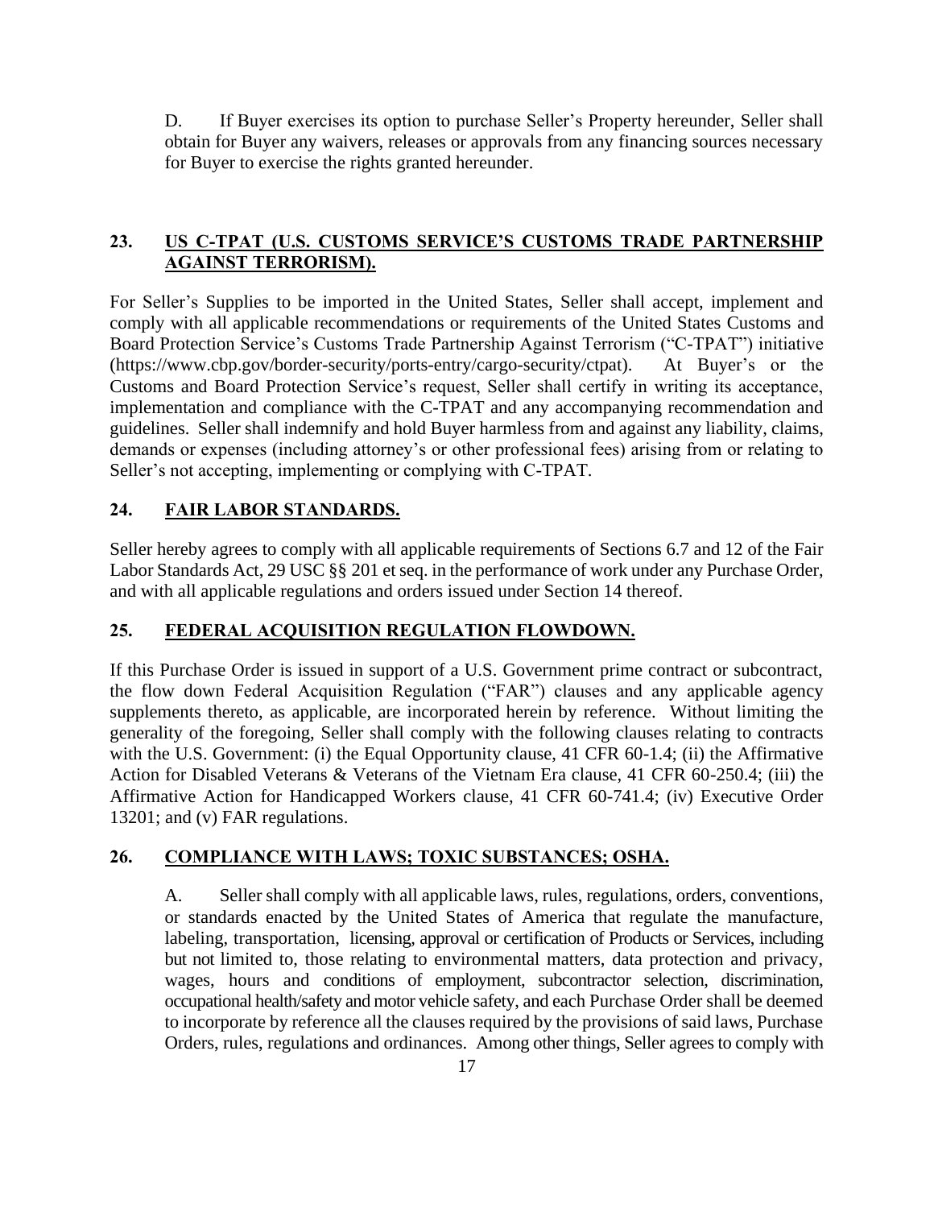D. If Buyer exercises its option to purchase Seller's Property hereunder, Seller shall obtain for Buyer any waivers, releases or approvals from any financing sources necessary for Buyer to exercise the rights granted hereunder.

## 23. US C-TPAT (U.S. CUSTOMS SERVICE'S CUSTOMS TRADE PARTNERSHIP AGAINST TERRORISM).

For Seller's Supplies to be imported in the United States, Seller shall accept, implement and comply with all applicable recommendations or requirements of the United States Customs and Board Protection Service's Customs Trade Partnership Against Terrorism ("C-TPAT") initiative (https://www.cbp.gov/border-security/ports-entry/cargo-security/ctpat). At Buyer's or the Customs and Board Protection Service's request, Seller shall certify in writing its acceptance, implementation and compliance with the C-TPAT and any accompanying recommendation and guidelines. Seller shall indemnify and hold Buyer harmless from and against any liability, claims, demands or expenses (including attorney's or other professional fees) arising from or relating to Seller's not accepting, implementing or complying with C-TPAT.

## 24. FAIR LABOR STANDARDS.

Seller hereby agrees to comply with all applicable requirements of Sections 6.7 and 12 of the Fair Labor Standards Act, 29 USC §§ 201 et seq. in the performance of work under any Purchase Order, and with all applicable regulations and orders issued under Section 14 thereof.

## 25. FEDERAL ACQUISITION REGULATION FLOWDOWN.

If this Purchase Order is issued in support of a U.S. Government prime contract or subcontract, the flow down Federal Acquisition Regulation ("FAR") clauses and any applicable agency supplements thereto, as applicable, are incorporated herein by reference. Without limiting the generality of the foregoing, Seller shall comply with the following clauses relating to contracts with the U.S. Government: (i) the Equal Opportunity clause, 41 CFR 60-1.4; (ii) the Affirmative Action for Disabled Veterans & Veterans of the Vietnam Era clause, 41 CFR 60-250.4; (iii) the Affirmative Action for Handicapped Workers clause, 41 CFR 60-741.4; (iv) Executive Order 13201; and (v) FAR regulations.

## 26. COMPLIANCE WITH LAWS; TOXIC SUBSTANCES; OSHA.

A. Seller shall comply with all applicable laws, rules, regulations, orders, conventions, or standards enacted by the United States of America that regulate the manufacture, labeling, transportation, licensing, approval or certification of Products or Services, including but not limited to, those relating to environmental matters, data protection and privacy, wages, hours and conditions of employment, subcontractor selection, discrimination, occupational health/safety and motor vehicle safety, and each Purchase Order shall be deemed to incorporate by reference all the clauses required by the provisions of said laws, Purchase Orders, rules, regulations and ordinances. Among other things, Seller agrees to comply with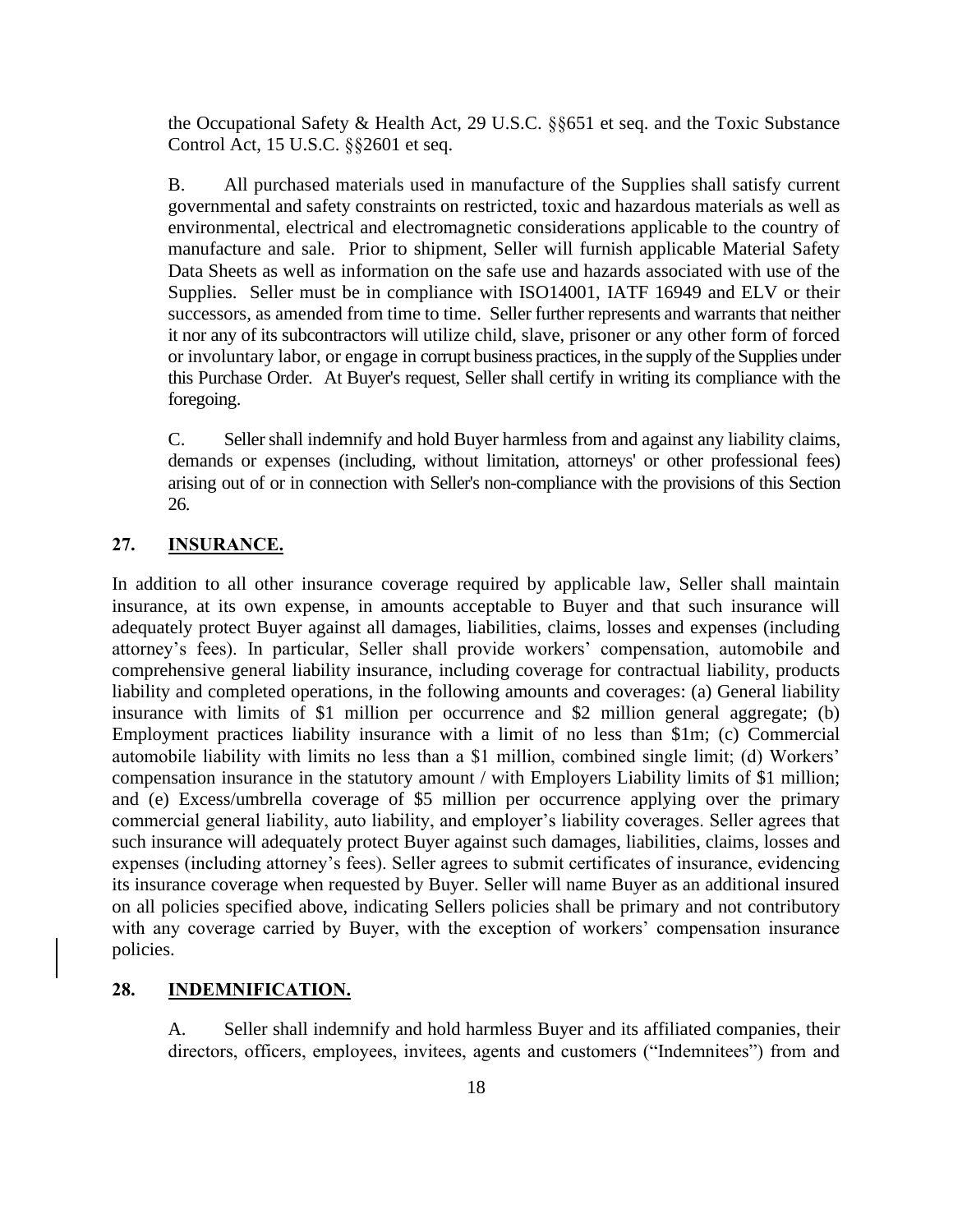the Occupational Safety & Health Act, 29 U.S.C. §§651 et seq. and the Toxic Substance Control Act, 15 U.S.C. §§2601 et seq.

B. All purchased materials used in manufacture of the Supplies shall satisfy current governmental and safety constraints on restricted, toxic and hazardous materials as well as environmental, electrical and electromagnetic considerations applicable to the country of manufacture and sale. Prior to shipment, Seller will furnish applicable Material Safety Data Sheets as well as information on the safe use and hazards associated with use of the Supplies. Seller must be in compliance with ISO14001, IATF 16949 and ELV or their successors, as amended from time to time. Seller further represents and warrants that neither it nor any of its subcontractors will utilize child, slave, prisoner or any other form of forced or involuntary labor, or engage in corrupt business practices, in the supply of the Supplies under this Purchase Order. At Buyer's request, Seller shall certify in writing its compliance with the foregoing.

C. Seller shall indemnify and hold Buyer harmless from and against any liability claims, demands or expenses (including, without limitation, attorneys' or other professional fees) arising out of or in connection with Seller's non-compliance with the provisions of this Section 26.

## 27. INSURANCE.

In addition to all other insurance coverage required by applicable law, Seller shall maintain insurance, at its own expense, in amounts acceptable to Buyer and that such insurance will adequately protect Buyer against all damages, liabilities, claims, losses and expenses (including attorney's fees). In particular, Seller shall provide workers' compensation, automobile and comprehensive general liability insurance, including coverage for contractual liability, products liability and completed operations, in the following amounts and coverages: (a) General liability insurance with limits of \$1 million per occurrence and \$2 million general aggregate; (b) Employment practices liability insurance with a limit of no less than \$1m; (c) Commercial automobile liability with limits no less than a \$1 million, combined single limit; (d) Workers' compensation insurance in the statutory amount / with Employers Liability limits of \$1 million; and (e) Excess/umbrella coverage of \$5 million per occurrence applying over the primary commercial general liability, auto liability, and employer's liability coverages. Seller agrees that such insurance will adequately protect Buyer against such damages, liabilities, claims, losses and expenses (including attorney's fees). Seller agrees to submit certificates of insurance, evidencing its insurance coverage when requested by Buyer. Seller will name Buyer as an additional insured on all policies specified above, indicating Sellers policies shall be primary and not contributory with any coverage carried by Buyer, with the exception of workers' compensation insurance policies.

## 28. INDEMNIFICATION.

A. Seller shall indemnify and hold harmless Buyer and its affiliated companies, their directors, officers, employees, invitees, agents and customers ("Indemnitees") from and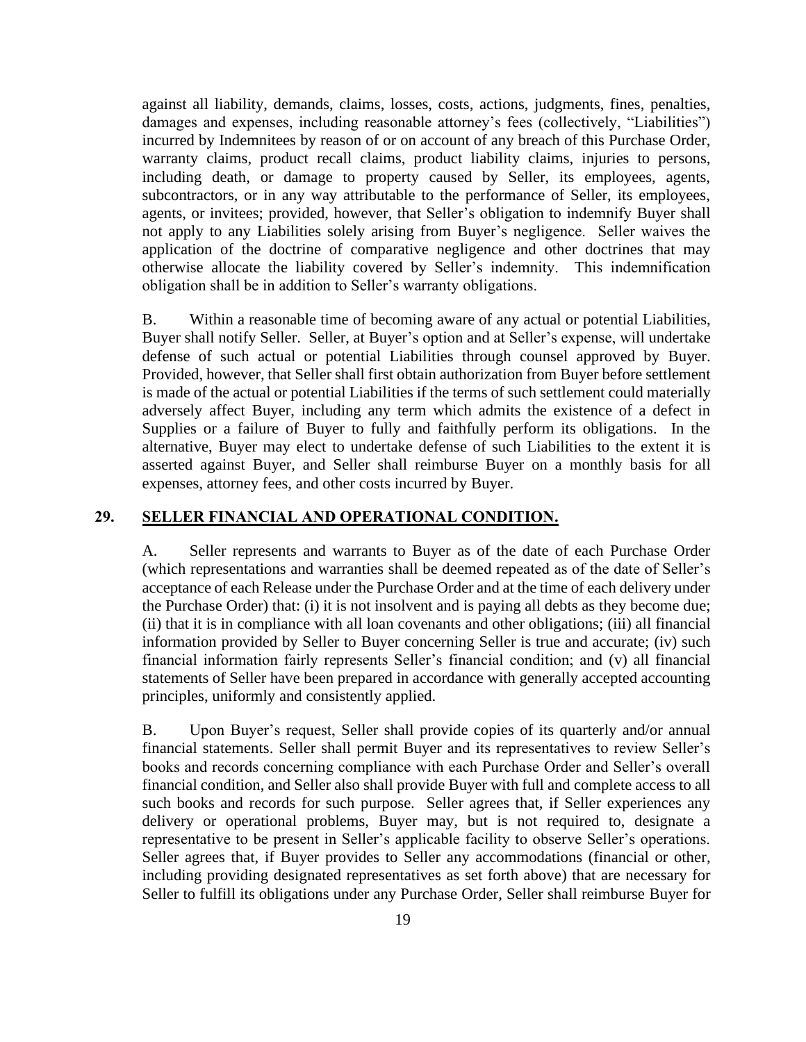against all liability, demands, claims, losses, costs, actions, judgments, fines, penalties, damages and expenses, including reasonable attorney's fees (collectively, "Liabilities") incurred by Indemnitees by reason of or on account of any breach of this Purchase Order, warranty claims, product recall claims, product liability claims, injuries to persons, including death, or damage to property caused by Seller, its employees, agents, subcontractors, or in any way attributable to the performance of Seller, its employees, agents, or invitees; provided, however, that Seller's obligation to indemnify Buyer shall not apply to any Liabilities solely arising from Buyer's negligence. Seller waives the application of the doctrine of comparative negligence and other doctrines that may otherwise allocate the liability covered by Seller's indemnity. This indemnification obligation shall be in addition to Seller's warranty obligations.

B. Within a reasonable time of becoming aware of any actual or potential Liabilities, Buyer shall notify Seller. Seller, at Buyer's option and at Seller's expense, will undertake defense of such actual or potential Liabilities through counsel approved by Buyer. Provided, however, that Seller shall first obtain authorization from Buyer before settlement is made of the actual or potential Liabilities if the terms of such settlement could materially adversely affect Buyer, including any term which admits the existence of a defect in Supplies or a failure of Buyer to fully and faithfully perform its obligations. In the alternative, Buyer may elect to undertake defense of such Liabilities to the extent it is asserted against Buyer, and Seller shall reimburse Buyer on a monthly basis for all expenses, attorney fees, and other costs incurred by Buyer.

## 29. SELLER FINANCIAL AND OPERATIONAL CONDITION.

A. Seller represents and warrants to Buyer as of the date of each Purchase Order (which representations and warranties shall be deemed repeated as of the date of Seller's acceptance of each Release under the Purchase Order and at the time of each delivery under the Purchase Order) that: (i) it is not insolvent and is paying all debts as they become due; (ii) that it is in compliance with all loan covenants and other obligations; (iii) all financial information provided by Seller to Buyer concerning Seller is true and accurate; (iv) such financial information fairly represents Seller's financial condition; and (v) all financial statements of Seller have been prepared in accordance with generally accepted accounting principles, uniformly and consistently applied.

B. Upon Buyer's request, Seller shall provide copies of its quarterly and/or annual financial statements. Seller shall permit Buyer and its representatives to review Seller's books and records concerning compliance with each Purchase Order and Seller's overall financial condition, and Seller also shall provide Buyer with full and complete access to all such books and records for such purpose. Seller agrees that, if Seller experiences any delivery or operational problems, Buyer may, but is not required to, designate a representative to be present in Seller's applicable facility to observe Seller's operations. Seller agrees that, if Buyer provides to Seller any accommodations (financial or other, including providing designated representatives as set forth above) that are necessary for Seller to fulfill its obligations under any Purchase Order, Seller shall reimburse Buyer for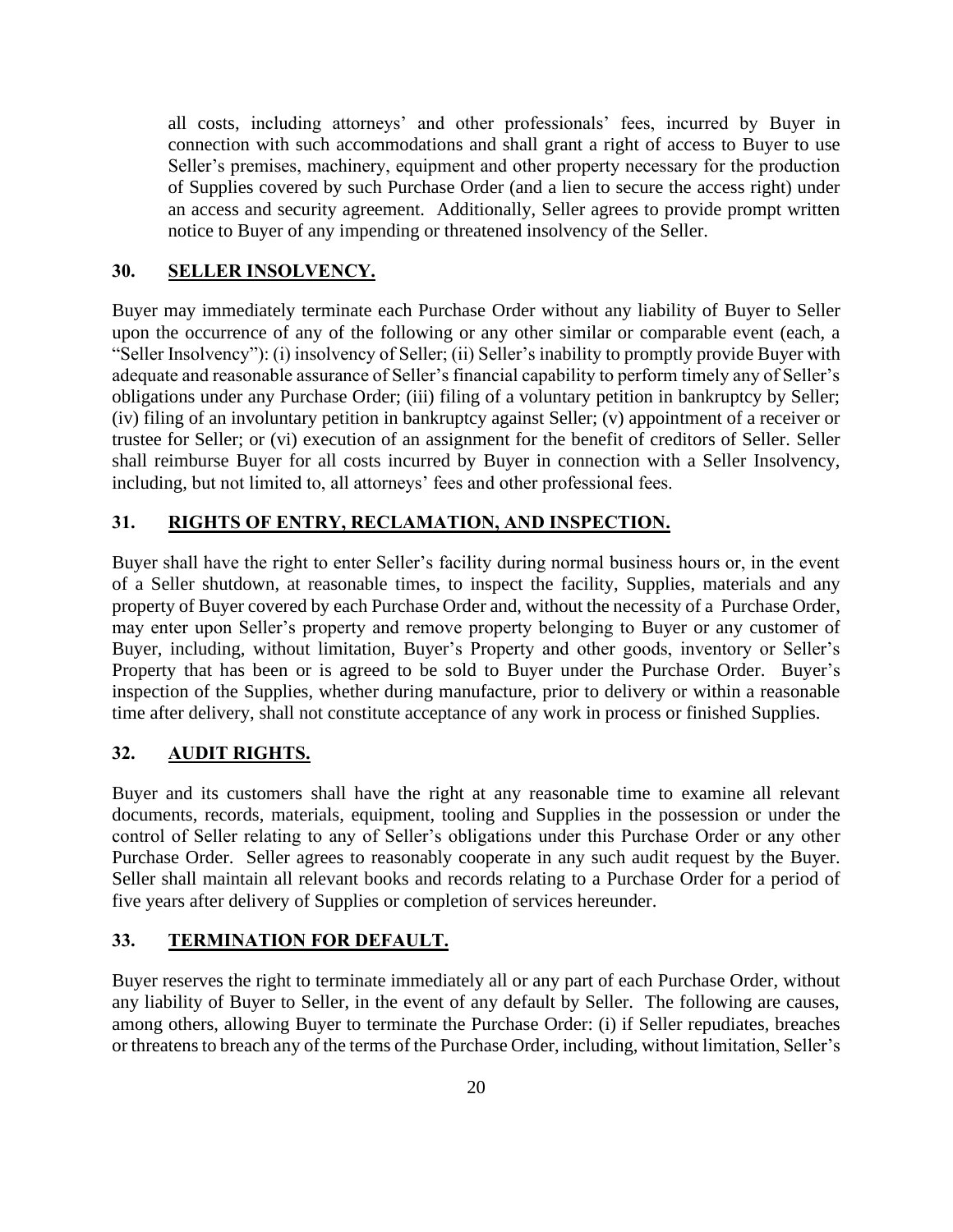all costs, including attorneys' and other professionals' fees, incurred by Buyer in connection with such accommodations and shall grant a right of access to Buyer to use Seller's premises, machinery, equipment and other property necessary for the production of Supplies covered by such Purchase Order (and a lien to secure the access right) under an access and security agreement. Additionally, Seller agrees to provide prompt written notice to Buyer of any impending or threatened insolvency of the Seller.

## 30. SELLER INSOLVENCY.

Buyer may immediately terminate each Purchase Order without any liability of Buyer to Seller upon the occurrence of any of the following or any other similar or comparable event (each, a "Seller Insolvency"): (i) insolvency of Seller; (ii) Seller's inability to promptly provide Buyer with adequate and reasonable assurance of Seller's financial capability to perform timely any of Seller's obligations under any Purchase Order; (iii) filing of a voluntary petition in bankruptcy by Seller; (iv) filing of an involuntary petition in bankruptcy against Seller; (v) appointment of a receiver or trustee for Seller; or (vi) execution of an assignment for the benefit of creditors of Seller. Seller shall reimburse Buyer for all costs incurred by Buyer in connection with a Seller Insolvency, including, but not limited to, all attorneys' fees and other professional fees.

## 31. RIGHTS OF ENTRY, RECLAMATION, AND INSPECTION.

Buyer shall have the right to enter Seller's facility during normal business hours or, in the event of a Seller shutdown, at reasonable times, to inspect the facility, Supplies, materials and any property of Buyer covered by each Purchase Order and, without the necessity of a Purchase Order, may enter upon Seller's property and remove property belonging to Buyer or any customer of Buyer, including, without limitation, Buyer's Property and other goods, inventory or Seller's Property that has been or is agreed to be sold to Buyer under the Purchase Order. Buyer's inspection of the Supplies, whether during manufacture, prior to delivery or within a reasonable time after delivery, shall not constitute acceptance of any work in process or finished Supplies.

## 32. AUDIT RIGHTS.

Buyer and its customers shall have the right at any reasonable time to examine all relevant documents, records, materials, equipment, tooling and Supplies in the possession or under the control of Seller relating to any of Seller's obligations under this Purchase Order or any other Purchase Order. Seller agrees to reasonably cooperate in any such audit request by the Buyer. Seller shall maintain all relevant books and records relating to a Purchase Order for a period of five years after delivery of Supplies or completion of services hereunder.

## 33. TERMINATION FOR DEFAULT.

Buyer reserves the right to terminate immediately all or any part of each Purchase Order, without any liability of Buyer to Seller, in the event of any default by Seller. The following are causes, among others, allowing Buyer to terminate the Purchase Order: (i) if Seller repudiates, breaches or threatens to breach any of the terms of the Purchase Order, including, without limitation, Seller's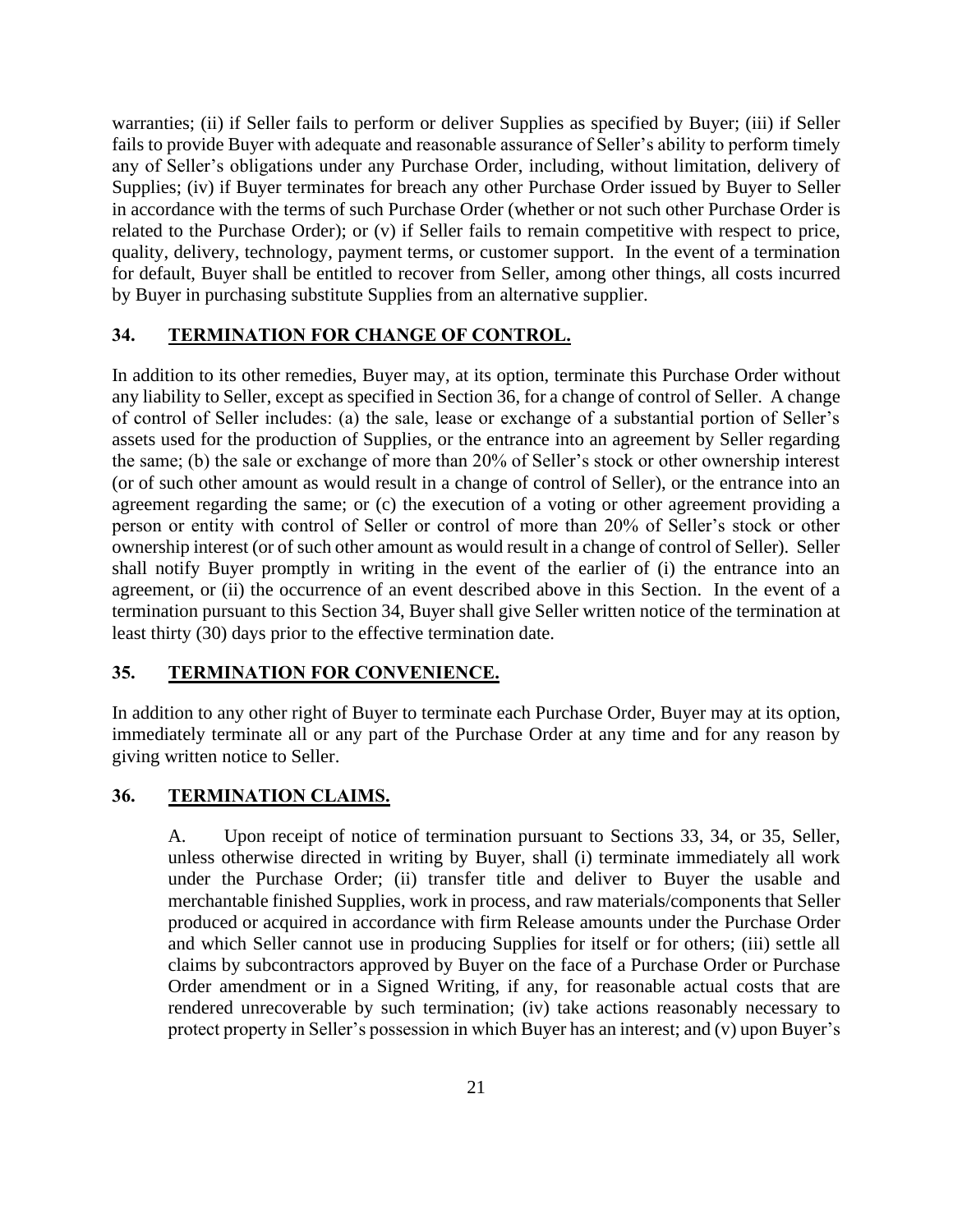warranties; (ii) if Seller fails to perform or deliver Supplies as specified by Buyer; (iii) if Seller fails to provide Buyer with adequate and reasonable assurance of Seller's ability to perform timely any of Seller's obligations under any Purchase Order, including, without limitation, delivery of Supplies; (iv) if Buyer terminates for breach any other Purchase Order issued by Buyer to Seller in accordance with the terms of such Purchase Order (whether or not such other Purchase Order is related to the Purchase Order); or (v) if Seller fails to remain competitive with respect to price, quality, delivery, technology, payment terms, or customer support. In the event of a termination for default, Buyer shall be entitled to recover from Seller, among other things, all costs incurred by Buyer in purchasing substitute Supplies from an alternative supplier.

## 34. TERMINATION FOR CHANGE OF CONTROL.

In addition to its other remedies, Buyer may, at its option, terminate this Purchase Order without any liability to Seller, except as specified in Section 36, for a change of control of Seller. A change of control of Seller includes: (a) the sale, lease or exchange of a substantial portion of Seller's assets used for the production of Supplies, or the entrance into an agreement by Seller regarding the same; (b) the sale or exchange of more than 20% of Seller's stock or other ownership interest (or of such other amount as would result in a change of control of Seller), or the entrance into an agreement regarding the same; or (c) the execution of a voting or other agreement providing a person or entity with control of Seller or control of more than 20% of Seller's stock or other ownership interest (or of such other amount as would result in a change of control of Seller). Seller shall notify Buyer promptly in writing in the event of the earlier of (i) the entrance into an agreement, or (ii) the occurrence of an event described above in this Section. In the event of a termination pursuant to this Section 34, Buyer shall give Seller written notice of the termination at least thirty (30) days prior to the effective termination date.

## 35. TERMINATION FOR CONVENIENCE.

In addition to any other right of Buyer to terminate each Purchase Order, Buyer may at its option, immediately terminate all or any part of the Purchase Order at any time and for any reason by giving written notice to Seller.

## 36. TERMINATION CLAIMS.

A. Upon receipt of notice of termination pursuant to Sections 33, 34, or 35, Seller, unless otherwise directed in writing by Buyer, shall (i) terminate immediately all work under the Purchase Order; (ii) transfer title and deliver to Buyer the usable and merchantable finished Supplies, work in process, and raw materials/components that Seller produced or acquired in accordance with firm Release amounts under the Purchase Order and which Seller cannot use in producing Supplies for itself or for others; (iii) settle all claims by subcontractors approved by Buyer on the face of a Purchase Order or Purchase Order amendment or in a Signed Writing, if any, for reasonable actual costs that are rendered unrecoverable by such termination; (iv) take actions reasonably necessary to protect property in Seller's possession in which Buyer has an interest; and (v) upon Buyer's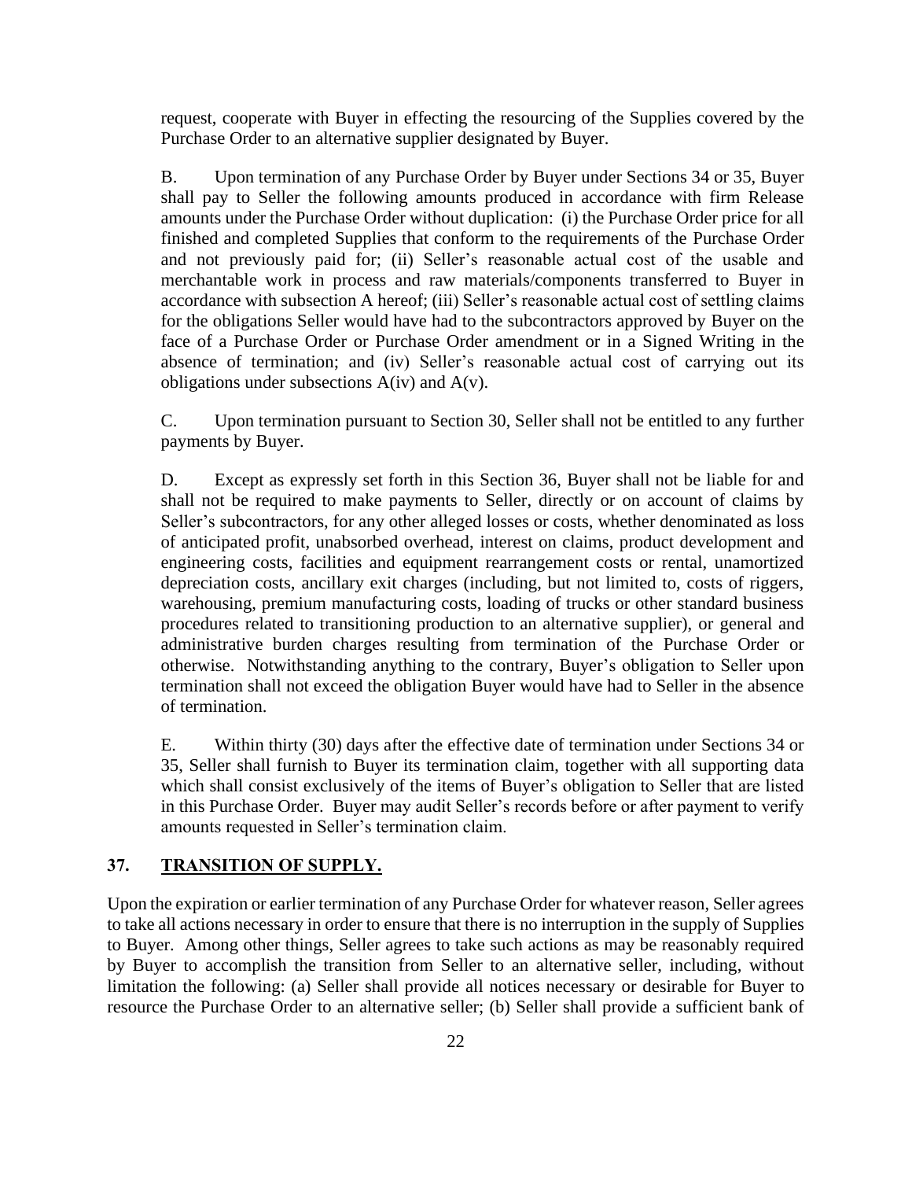request, cooperate with Buyer in effecting the resourcing of the Supplies covered by the Purchase Order to an alternative supplier designated by Buyer.

B. Upon termination of any Purchase Order by Buyer under Sections 34 or 35, Buyer shall pay to Seller the following amounts produced in accordance with firm Release amounts under the Purchase Order without duplication: (i) the Purchase Order price for all finished and completed Supplies that conform to the requirements of the Purchase Order and not previously paid for; (ii) Seller's reasonable actual cost of the usable and merchantable work in process and raw materials/components transferred to Buyer in accordance with subsection A hereof; (iii) Seller's reasonable actual cost of settling claims for the obligations Seller would have had to the subcontractors approved by Buyer on the face of a Purchase Order or Purchase Order amendment or in a Signed Writing in the absence of termination; and (iv) Seller's reasonable actual cost of carrying out its obligations under subsections A(iv) and A(v).

C. Upon termination pursuant to Section 30, Seller shall not be entitled to any further payments by Buyer.

D. Except as expressly set forth in this Section 36, Buyer shall not be liable for and shall not be required to make payments to Seller, directly or on account of claims by Seller's subcontractors, for any other alleged losses or costs, whether denominated as loss of anticipated profit, unabsorbed overhead, interest on claims, product development and engineering costs, facilities and equipment rearrangement costs or rental, unamortized depreciation costs, ancillary exit charges (including, but not limited to, costs of riggers, warehousing, premium manufacturing costs, loading of trucks or other standard business procedures related to transitioning production to an alternative supplier), or general and administrative burden charges resulting from termination of the Purchase Order or otherwise. Notwithstanding anything to the contrary, Buyer's obligation to Seller upon termination shall not exceed the obligation Buyer would have had to Seller in the absence of termination.

E. Within thirty (30) days after the effective date of termination under Sections 34 or 35, Seller shall furnish to Buyer its termination claim, together with all supporting data which shall consist exclusively of the items of Buyer's obligation to Seller that are listed in this Purchase Order. Buyer may audit Seller's records before or after payment to verify amounts requested in Seller's termination claim.

## 37. <u>TRANSITION OF SUPPLY.</u>

Upon the expiration or earlier termination of any Purchase Order for whatever reason, Seller agrees to take all actions necessary in order to ensure that there is no interruption in the supply of Supplies to Buyer. Among other things, Seller agrees to take such actions as may be reasonably required by Buyer to accomplish the transition from Seller to an alternative seller, including, without limitation the following: (a) Seller shall provide all notices necessary or desirable for Buyer to resource the Purchase Order to an alternative seller; (b) Seller shall provide a sufficient bank of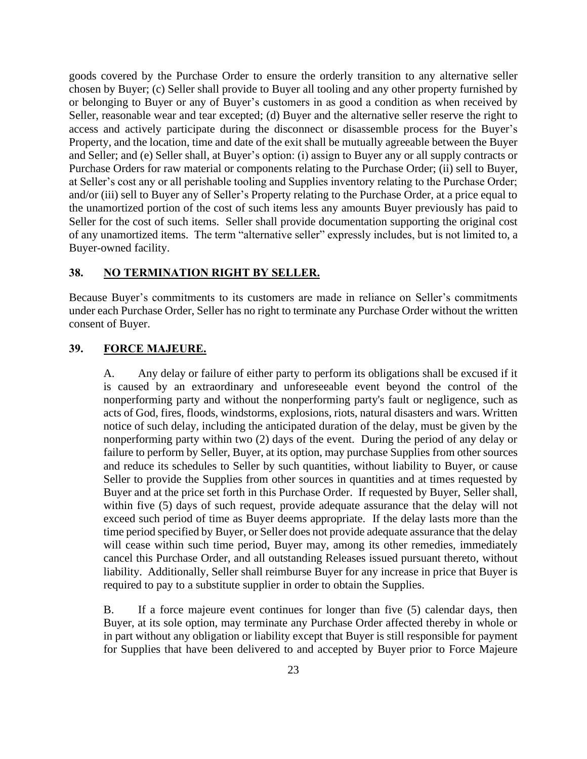goods covered by the Purchase Order to ensure the orderly transition to any alternative seller chosen by Buyer; (c) Seller shall provide to Buyer all tooling and any other property furnished by or belonging to Buyer or any of Buyer's customers in as good a condition as when received by Seller, reasonable wear and tear excepted; (d) Buyer and the alternative seller reserve the right to access and actively participate during the disconnect or disassemble process for the Buyer's Property, and the location, time and date of the exit shall be mutually agreeable between the Buyer and Seller; and (e) Seller shall, at Buyer's option: (i) assign to Buyer any or all supply contracts or Purchase Orders for raw material or components relating to the Purchase Order; (ii) sell to Buyer, at Seller's cost any or all perishable tooling and Supplies inventory relating to the Purchase Order; and/or (iii) sell to Buyer any of Seller's Property relating to the Purchase Order, at a price equal to the unamortized portion of the cost of such items less any amounts Buyer previously has paid to Seller for the cost of such items. Seller shall provide documentation supporting the original cost of any unamortized items. The term "alternative seller" expressly includes, but is not limited to, a Buyer-owned facility.

## 38. NO TERMINATION RIGHT BY SELLER.

Because Buyer's commitments to its customers are made in reliance on Seller's commitments under each Purchase Order, Seller has no right to terminate any Purchase Order without the written consent of Buyer.

## 39. FORCE MAJEURE.

A. Any delay or failure of either party to perform its obligations shall be excused if it is caused by an extraordinary and unforeseeable event beyond the control of the nonperforming party and without the nonperforming party's fault or negligence, such as acts of God, fires, floods, windstorms, explosions, riots, natural disasters and wars. Written notice of such delay, including the anticipated duration of the delay, must be given by the nonperforming party within two (2) days of the event. During the period of any delay or failure to perform by Seller, Buyer, at its option, may purchase Supplies from other sources and reduce its schedules to Seller by such quantities, without liability to Buyer, or cause Seller to provide the Supplies from other sources in quantities and at times requested by Buyer and at the price set forth in this Purchase Order. If requested by Buyer, Seller shall, within five (5) days of such request, provide adequate assurance that the delay will not exceed such period of time as Buyer deems appropriate. If the delay lasts more than the time period specified by Buyer, or Seller does not provide adequate assurance that the delay will cease within such time period, Buyer may, among its other remedies, immediately cancel this Purchase Order, and all outstanding Releases issued pursuant thereto, without liability. Additionally, Seller shall reimburse Buyer for any increase in price that Buyer is required to pay to a substitute supplier in order to obtain the Supplies.

B. If a force majeure event continues for longer than five (5) calendar days, then Buyer, at its sole option, may terminate any Purchase Order affected thereby in whole or in part without any obligation or liability except that Buyer is still responsible for payment for Supplies that have been delivered to and accepted by Buyer prior to Force Majeure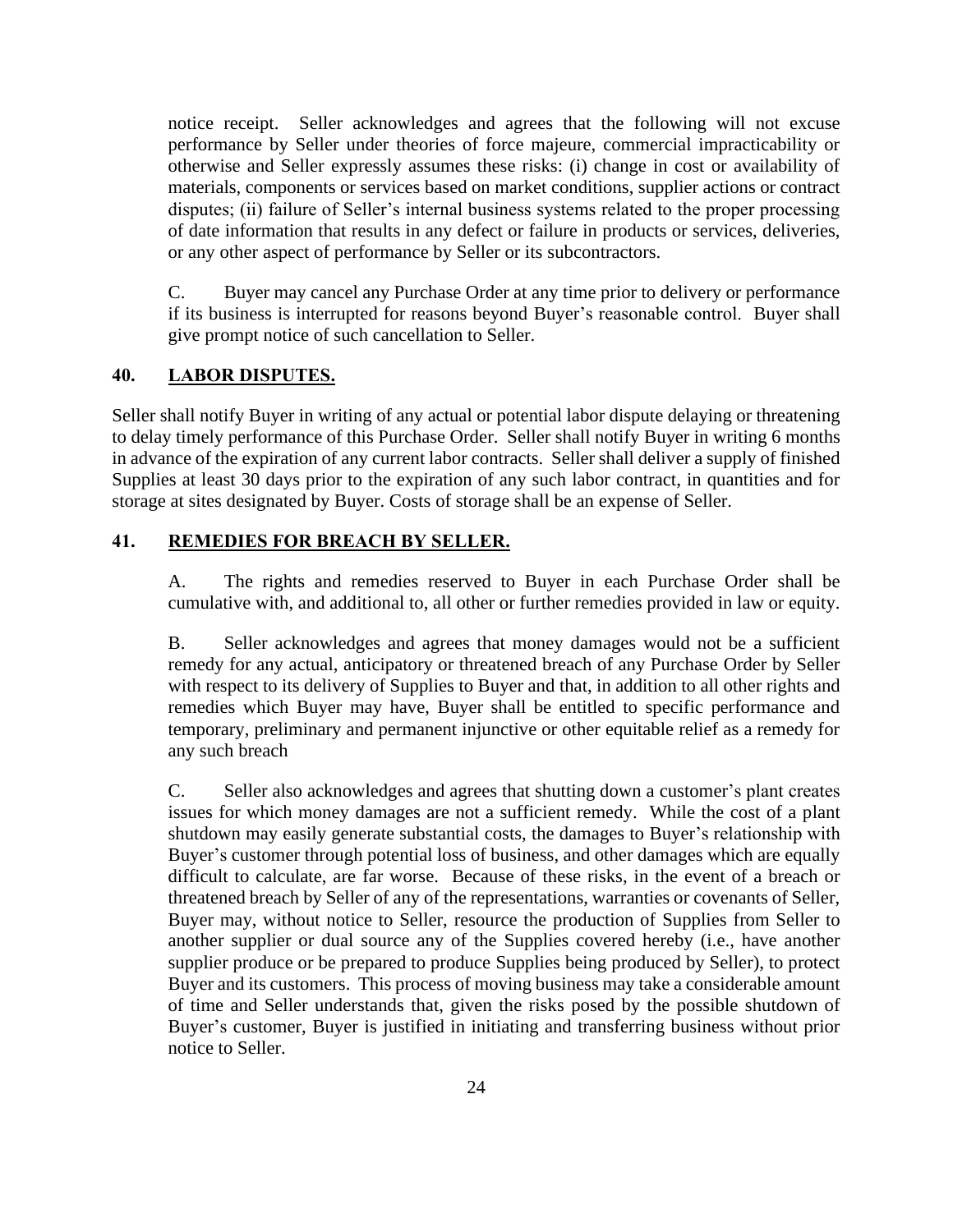notice receipt. Seller acknowledges and agrees that the following will not excuse performance by Seller under theories of force majeure, commercial impracticability or otherwise and Seller expressly assumes these risks: (i) change in cost or availability of materials, components or services based on market conditions, supplier actions or contract disputes; (ii) failure of Seller's internal business systems related to the proper processing of date information that results in any defect or failure in products or services, deliveries, or any other aspect of performance by Seller or its subcontractors.

C. Buyer may cancel any Purchase Order at any time prior to delivery or performance if its business is interrupted for reasons beyond Buyer's reasonable control. Buyer shall give prompt notice of such cancellation to Seller.

## 40. LABOR DISPUTES.

Seller shall notify Buyer in writing of any actual or potential labor dispute delaying or threatening to delay timely performance of this Purchase Order. Seller shall notify Buyer in writing 6 months in advance of the expiration of any current labor contracts. Seller shall deliver a supply of finished Supplies at least 30 days prior to the expiration of any such labor contract, in quantities and for storage at sites designated by Buyer. Costs of storage shall be an expense of Seller.

## 41. REMEDIES FOR BREACH BY SELLER.

A. The rights and remedies reserved to Buyer in each Purchase Order shall be cumulative with, and additional to, all other or further remedies provided in law or equity.

B. Seller acknowledges and agrees that money damages would not be a sufficient remedy for any actual, anticipatory or threatened breach of any Purchase Order by Seller with respect to its delivery of Supplies to Buyer and that, in addition to all other rights and remedies which Buyer may have, Buyer shall be entitled to specific performance and temporary, preliminary and permanent injunctive or other equitable relief as a remedy for any such breach

C. Seller also acknowledges and agrees that shutting down a customer's plant creates issues for which money damages are not a sufficient remedy. While the cost of a plant shutdown may easily generate substantial costs, the damages to Buyer's relationship with Buyer's customer through potential loss of business, and other damages which are equally difficult to calculate, are far worse. Because of these risks, in the event of a breach or threatened breach by Seller of any of the representations, warranties or covenants of Seller, Buyer may, without notice to Seller, resource the production of Supplies from Seller to another supplier or dual source any of the Supplies covered hereby (i.e., have another supplier produce or be prepared to produce Supplies being produced by Seller), to protect Buyer and its customers. This process of moving business may take a considerable amount of time and Seller understands that, given the risks posed by the possible shutdown of Buyer's customer, Buyer is justified in initiating and transferring business without prior notice to Seller.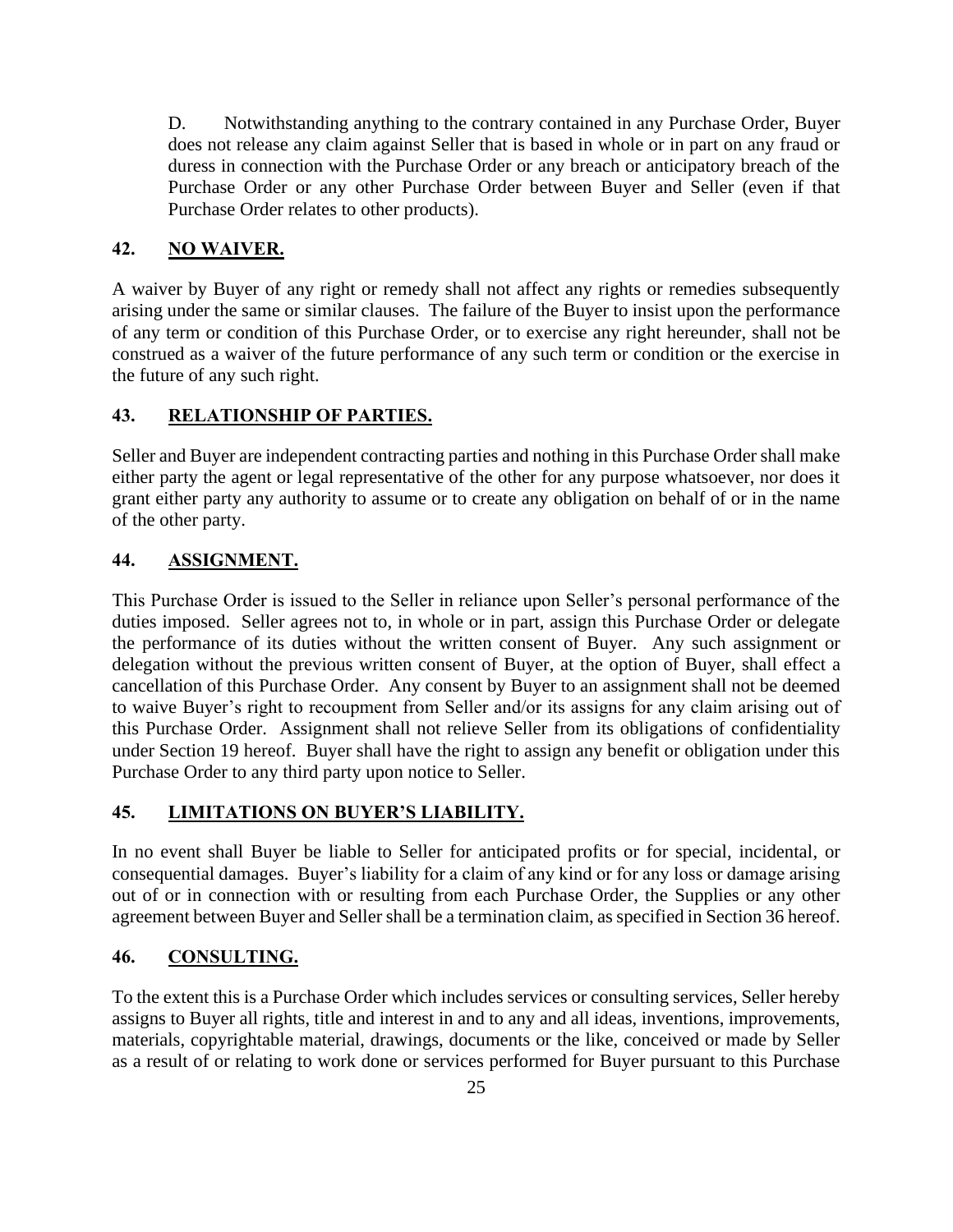D. Notwithstanding anything to the contrary contained in any Purchase Order, Buyer does not release any claim against Seller that is based in whole or in part on any fraud or duress in connection with the Purchase Order or any breach or anticipatory breach of the Purchase Order or any other Purchase Order between Buyer and Seller (even if that Purchase Order relates to other products).

## 42. NO WAIVER.

A waiver by Buyer of any right or remedy shall not affect any rights or remedies subsequently arising under the same or similar clauses. The failure of the Buyer to insist upon the performance of any term or condition of this Purchase Order, or to exercise any right hereunder, shall not be construed as a waiver of the future performance of any such term or condition or the exercise in the future of any such right.

## 43. RELATIONSHIP OF PARTIES.

Seller and Buyer are independent contracting parties and nothing in this Purchase Order shall make either party the agent or legal representative of the other for any purpose whatsoever, nor does it grant either party any authority to assume or to create any obligation on behalf of or in the name of the other party.

## 44. ASSIGNMENT.

This Purchase Order is issued to the Seller in reliance upon Seller's personal performance of the duties imposed. Seller agrees not to, in whole or in part, assign this Purchase Order or delegate the performance of its duties without the written consent of Buyer. Any such assignment or delegation without the previous written consent of Buyer, at the option of Buyer, shall effect a cancellation of this Purchase Order. Any consent by Buyer to an assignment shall not be deemed to waive Buyer's right to recoupment from Seller and/or its assigns for any claim arising out of this Purchase Order. Assignment shall not relieve Seller from its obligations of confidentiality under Section 19 hereof. Buyer shall have the right to assign any benefit or obligation under this Purchase Order to any third party upon notice to Seller.

## 45. LIMITATIONS ON BUYER'S LIABILITY.

In no event shall Buyer be liable to Seller for anticipated profits or for special, incidental, or consequential damages. Buyer's liability for a claim of any kind or for any loss or damage arising out of or in connection with or resulting from each Purchase Order, the Supplies or any other agreement between Buyer and Seller shall be a termination claim, as specified in Section 36 hereof.

## 46. CONSULTING.

To the extent this is a Purchase Order which includes services or consulting services, Seller hereby assigns to Buyer all rights, title and interest in and to any and all ideas, inventions, improvements, materials, copyrightable material, drawings, documents or the like, conceived or made by Seller as a result of or relating to work done or services performed for Buyer pursuant to this Purchase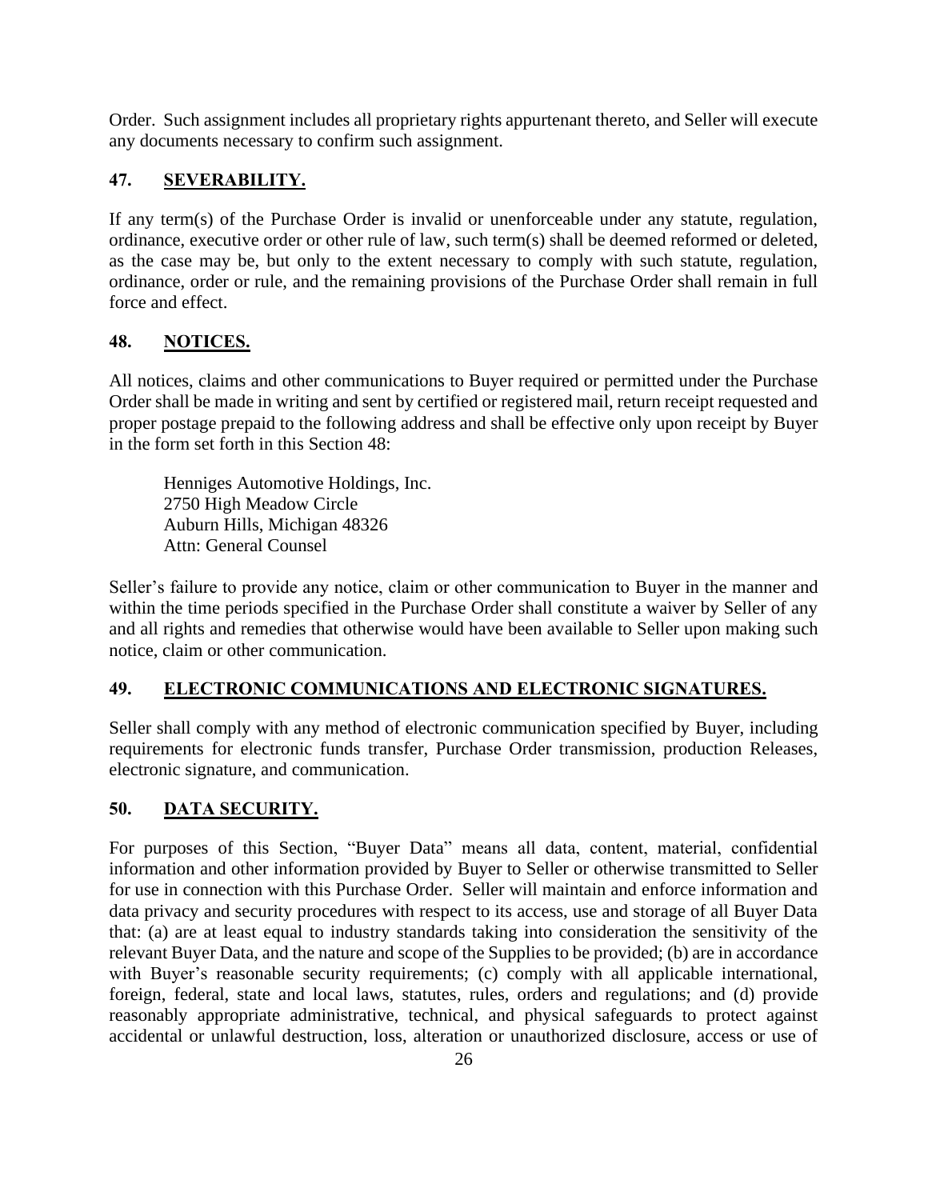Order. Such assignment includes all proprietary rights appurtenant thereto, and Seller will execute any documents necessary to confirm such assignment.

## 47. SEVERABILITY.

If any term(s) of the Purchase Order is invalid or unenforceable under any statute, regulation, ordinance, executive order or other rule of law, such term(s) shall be deemed reformed or deleted, as the case may be, but only to the extent necessary to comply with such statute, regulation, ordinance, order or rule, and the remaining provisions of the Purchase Order shall remain in full force and effect.

## 48. NOTICES.

All notices, claims and other communications to Buyer required or permitted under the Purchase Order shall be made in writing and sent by certified or registered mail, return receipt requested and proper postage prepaid to the following address and shall be effective only upon receipt by Buyer in the form set forth in this Section 48:

Henniges Automotive Holdings, Inc.
2750 High Meadow Circle
Auburn Hills, Michigan 48326
Attn: General Counsel

Seller's failure to provide any notice, claim or other communication to Buyer in the manner and within the time periods specified in the Purchase Order shall constitute a waiver by Seller of any and all rights and remedies that otherwise would have been available to Seller upon making such notice, claim or other communication.

## 49. ELECTRONIC COMMUNICATIONS AND ELECTRONIC SIGNATURES.

Seller shall comply with any method of electronic communication specified by Buyer, including requirements for electronic funds transfer, Purchase Order transmission, production Releases, electronic signature, and communication.

## 50. DATA SECURITY.

For purposes of this Section, "Buyer Data" means all data, content, material, confidential information and other information provided by Buyer to Seller or otherwise transmitted to Seller for use in connection with this Purchase Order. Seller will maintain and enforce information and data privacy and security procedures with respect to its access, use and storage of all Buyer Data that: (a) are at least equal to industry standards taking into consideration the sensitivity of the relevant Buyer Data, and the nature and scope of the Supplies to be provided; (b) are in accordance with Buyer's reasonable security requirements; (c) comply with all applicable international, foreign, federal, state and local laws, statutes, rules, orders and regulations; and (d) provide reasonably appropriate administrative, technical, and physical safeguards to protect against accidental or unlawful destruction, loss, alteration or unauthorized disclosure, access or use of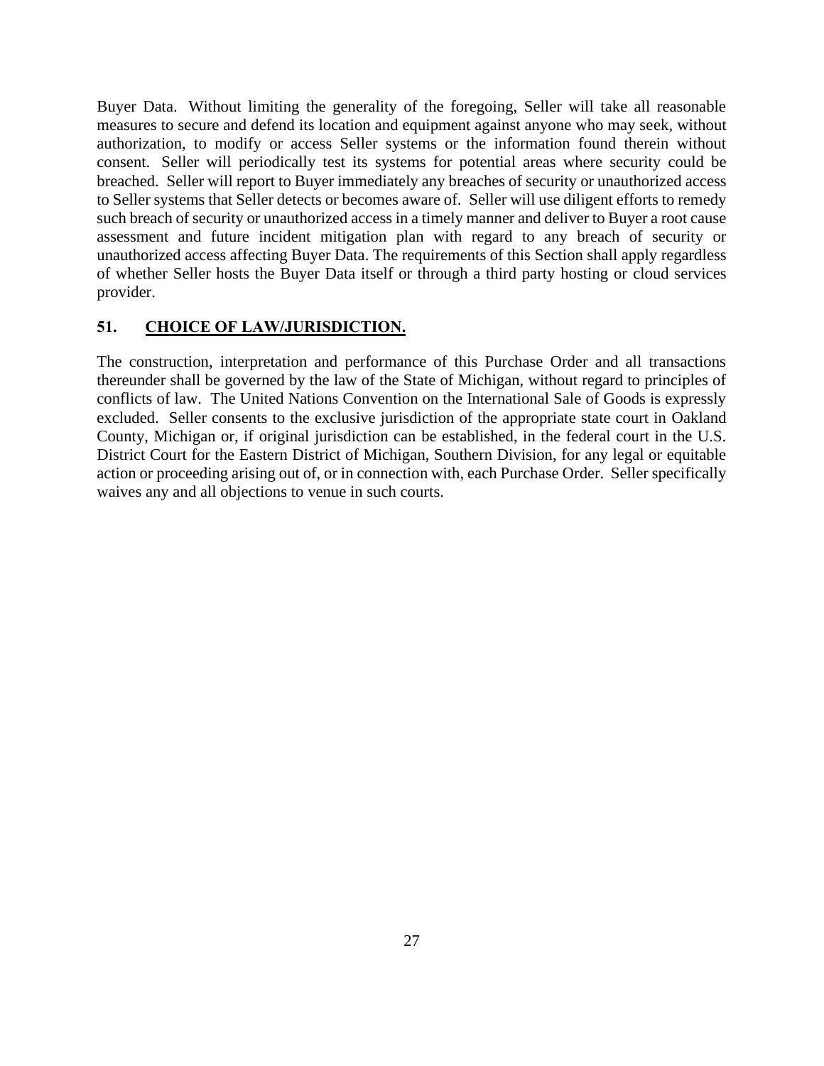Buyer Data. Without limiting the generality of the foregoing, Seller will take all reasonable measures to secure and defend its location and equipment against anyone who may seek, without authorization, to modify or access Seller systems or the information found therein without consent. Seller will periodically test its systems for potential areas where security could be breached. Seller will report to Buyer immediately any breaches of security or unauthorized access to Seller systems that Seller detects or becomes aware of. Seller will use diligent efforts to remedy such breach of security or unauthorized access in a timely manner and deliver to Buyer a root cause assessment and future incident mitigation plan with regard to any breach of security or unauthorized access affecting Buyer Data. The requirements of this Section shall apply regardless of whether Seller hosts the Buyer Data itself or through a third party hosting or cloud services provider.

## 51. CHOICE OF LAW/JURISDICTION.

The construction, interpretation and performance of this Purchase Order and all transactions thereunder shall be governed by the law of the State of Michigan, without regard to principles of conflicts of law. The United Nations Convention on the International Sale of Goods is expressly excluded. Seller consents to the exclusive jurisdiction of the appropriate state court in Oakland County, Michigan or, if original jurisdiction can be established, in the federal court in the U.S. District Court for the Eastern District of Michigan, Southern Division, for any legal or equitable action or proceeding arising out of, or in connection with, each Purchase Order. Seller specifically waives any and all objections to venue in such courts.